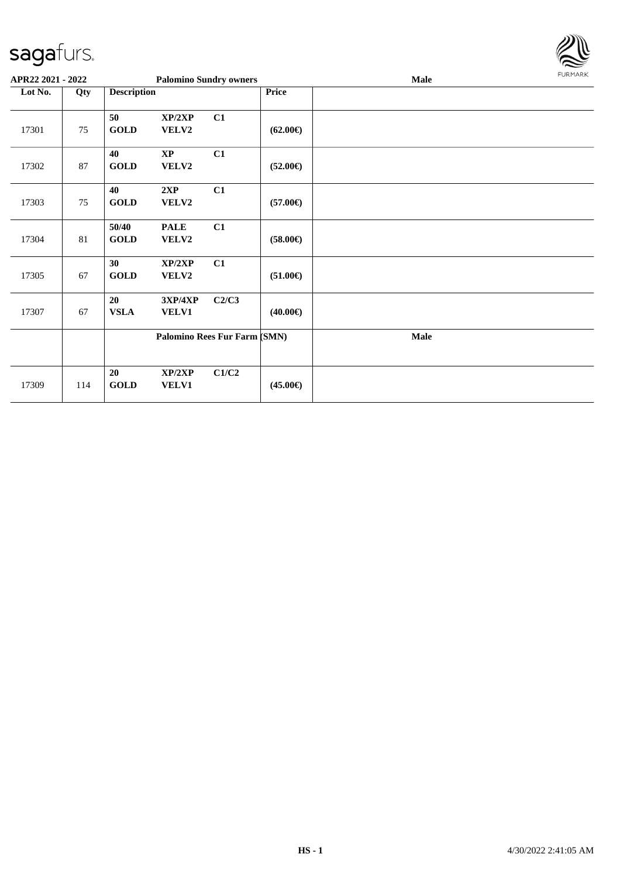**APR22 2021 - 2022** | **Palomino Sundry owners** | **Male**

| Lot No. | Qty | Description | | | Price | |
|---|---|---|---|---|---|---|
| 17301 | 75 | 50 GOLD | XP/2XP VELV2 | C1 | (62.00€) | |
| 17302 | 87 | 40 GOLD | XP VELV2 | C1 | (52.00€) | |
| 17303 | 75 | 40 GOLD | 2XP VELV2 | C1 | (57.00€) | |
| 17304 | 81 | 50/40 GOLD | PALE VELV2 | C1 | (58.00€) | |
| 17305 | 67 | 30 GOLD | XP/2XP VELV2 | C1 | (51.00€) | |
| 17307 | 67 | 20 VSLA | 3XP/4XP VELV1 | C2/C3 | (40.00€) | |
| | | **Palomino Rees Fur Farm (SMN)** | | | | **Male** |
| 17309 | 114 | 20 GOLD | XP/2XP VELV1 | C1/C2 | (45.00€) | |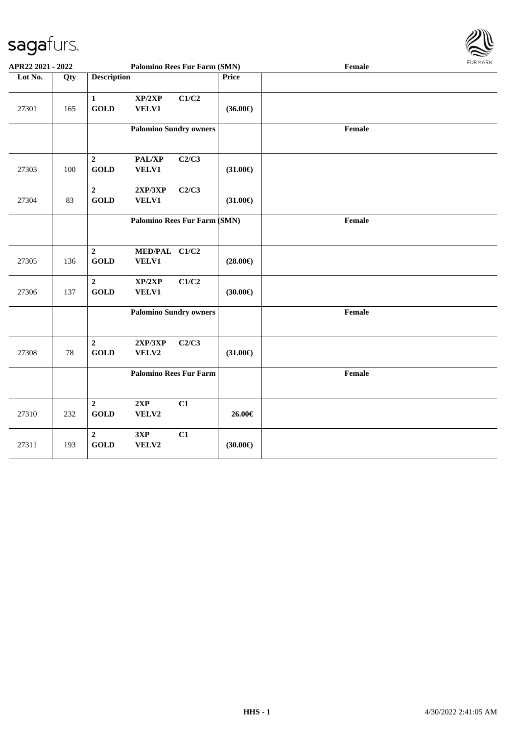APR22 2021 - 2022 | Palomino Rees Fur Farm (SMN) | Female

| Lot No. | Qty | Description | Price | |
|---|---|---|---|---|
| 27301 | 165 | 1 GOLD XP/2XP VELV1 C1/C2 | (36.00€) | |
| | | **Palomino Sundry owners** | | **Female** |
| 27303 | 100 | 2 GOLD PAL/XP VELV1 C2/C3 | (31.00€) | |
| 27304 | 83 | 2 GOLD 2XP/3XP VELV1 C2/C3 | (31.00€) | |
| | | **Palomino Rees Fur Farm (SMN)** | | **Female** |
| 27305 | 136 | 2 GOLD MED/PAL VELV1 C1/C2 | (28.00€) | |
| 27306 | 137 | 2 GOLD XP/2XP VELV1 C1/C2 | (30.00€) | |
| | | **Palomino Sundry owners** | | **Female** |
| 27308 | 78 | 2 GOLD 2XP/3XP VELV2 C2/C3 | (31.00€) | |
| | | **Palomino Rees Fur Farm** | | **Female** |
| 27310 | 232 | 2 GOLD 2XP VELV2 C1 | 26.00€ | |
| 27311 | 193 | 2 GOLD 3XP VELV2 C1 | (30.00€) | |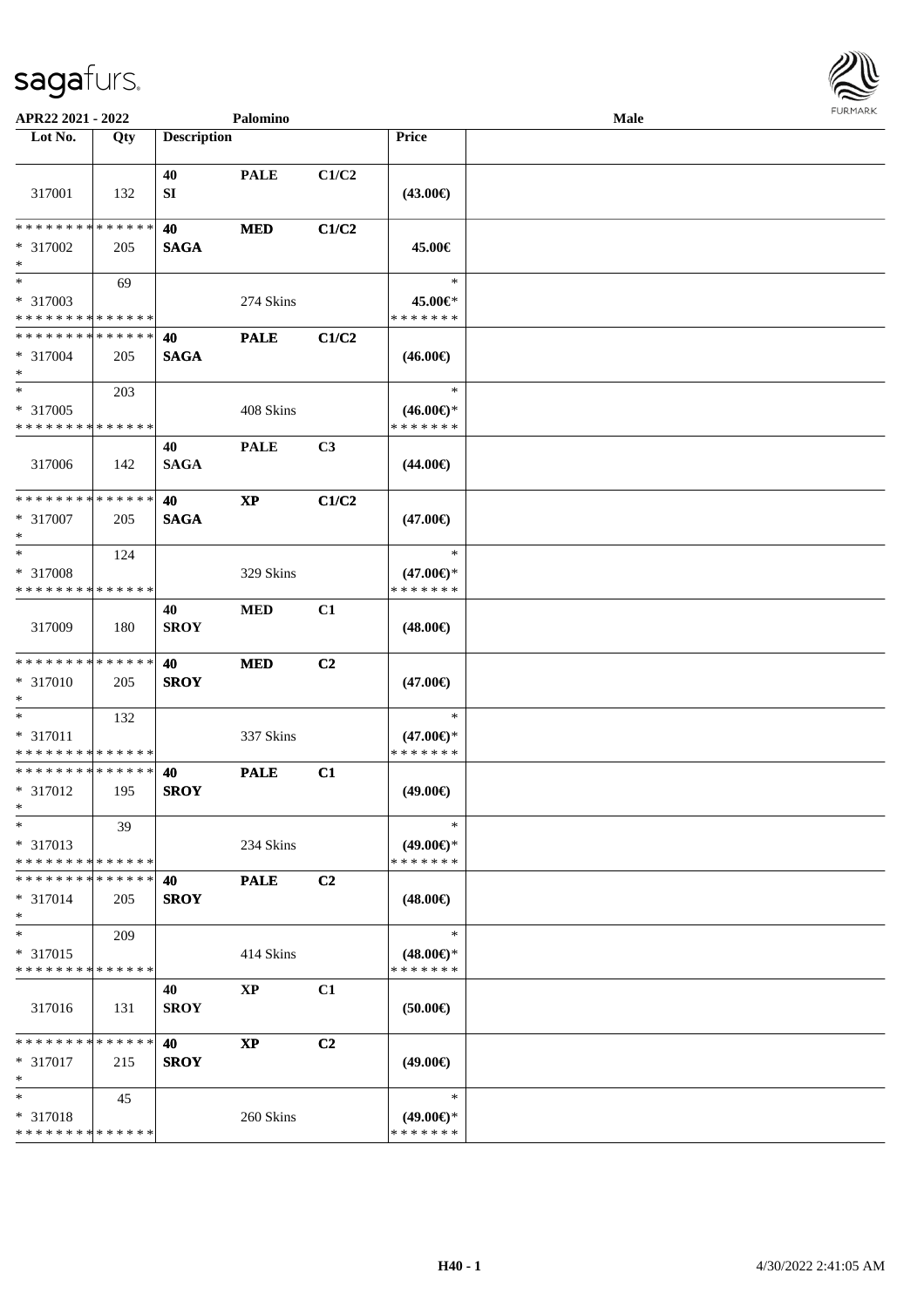APR22 2021 - 2022 | Palomino | Male

| Lot No. | Qty | Description | | | Price | |
|---|---|---|---|---|---|---|
| 317001 | 132 | 40 SI | PALE | C1/C2 | (43.00€) | |
| ************** * 317002 * | 205 | 40 SAGA | MED | C1/C2 | 45.00€ | |
| * * 317003 ************** | 69 | | 274 Skins | | * 45.00€* ******* | |
| ************** * 317004 * | 205 | 40 SAGA | PALE | C1/C2 | (46.00€) | |
| * * 317005 ************** | 203 | | 408 Skins | | * (46.00€)* ******* | |
| 317006 | 142 | 40 SAGA | PALE | C3 | (44.00€) | |
| ************** * 317007 * | 205 | 40 SAGA | XP | C1/C2 | (47.00€) | |
| * * 317008 ************** | 124 | | 329 Skins | | * (47.00€)* ******* | |
| 317009 | 180 | 40 SROY | MED | C1 | (48.00€) | |
| ************** * 317010 * | 205 | 40 SROY | MED | C2 | (47.00€) | |
| * * 317011 ************** | 132 | | 337 Skins | | * (47.00€)* ******* | |
| ************** * 317012 * | 195 | 40 SROY | PALE | C1 | (49.00€) | |
| * * 317013 ************** | 39 | | 234 Skins | | * (49.00€)* ******* | |
| ************** * 317014 * | 205 | 40 SROY | PALE | C2 | (48.00€) | |
| * * 317015 ************** | 209 | | 414 Skins | | * (48.00€)* ******* | |
| 317016 | 131 | 40 SROY | XP | C1 | (50.00€) | |
| ************** * 317017 * | 215 | 40 SROY | XP | C2 | (49.00€) | |
| * * 317018 ************** | 45 | | 260 Skins | | * (49.00€)* ******* | |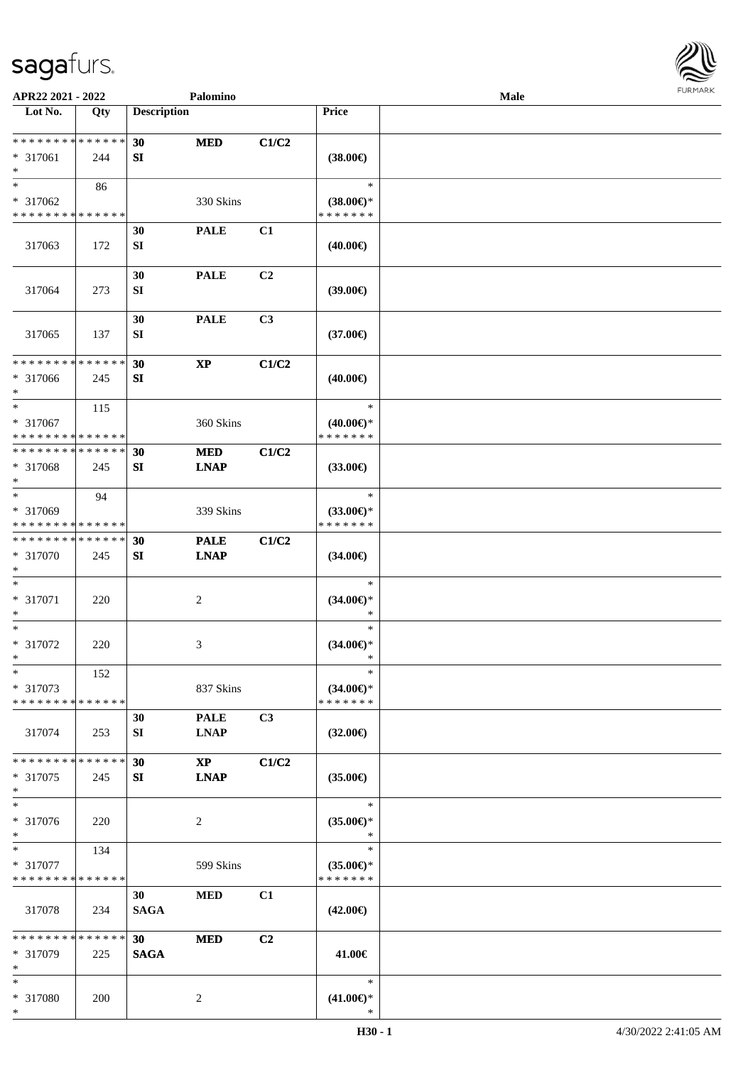APR22 2021 - 2022 — Palomino — Male

| Lot No. | Qty | Description | | | Price | |
|---|---|---|---|---|---|---|
| * * * * * * * * * * * * * * | | 30 | MED | C1/C2 | | |
| * 317061 | 244 | SI | | | (38.00€) | |
| * | | | | | | |
| * | 86 | | | | * | |
| * 317062 | | | 330 Skins | | (38.00€)* | |
| * * * * * * * * * * * * * * | | | | | * * * * * * * | |
| | | 30 | PALE | C1 | | |
| 317063 | 172 | SI | | | (40.00€) | |
| | | 30 | PALE | C2 | | |
| 317064 | 273 | SI | | | (39.00€) | |
| | | 30 | PALE | C3 | | |
| 317065 | 137 | SI | | | (37.00€) | |
| * * * * * * * * * * * * * * | | 30 | XP | C1/C2 | | |
| * 317066 | 245 | SI | | | (40.00€) | |
| * | | | | | | |
| * | 115 | | | | * | |
| * 317067 | | | 360 Skins | | (40.00€)* | |
| * * * * * * * * * * * * * * | | | | | * * * * * * * | |
| * * * * * * * * * * * * * * | | 30 | MED | C1/C2 | | |
| * 317068 | 245 | SI | LNAP | | (33.00€) | |
| * | | | | | | |
| * | 94 | | | | * | |
| * 317069 | | | 339 Skins | | (33.00€)* | |
| * * * * * * * * * * * * * * | | | | | * * * * * * * | |
| * * * * * * * * * * * * * * | | 30 | PALE | C1/C2 | | |
| * 317070 | 245 | SI | LNAP | | (34.00€) | |
| * | | | | | | |
| * | | | | | * | |
| * 317071 | 220 | | 2 | | (34.00€)* | |
| * | | | | | * | |
| * | | | | | * | |
| * 317072 | 220 | | 3 | | (34.00€)* | |
| * | | | | | * | |
| * | 152 | | | | * | |
| * 317073 | | | 837 Skins | | (34.00€)* | |
| * * * * * * * * * * * * * * | | | | | * * * * * * * | |
| | | 30 | PALE | C3 | | |
| 317074 | 253 | SI | LNAP | | (32.00€) | |
| * * * * * * * * * * * * * * | | 30 | XP | C1/C2 | | |
| * 317075 | 245 | SI | LNAP | | (35.00€) | |
| * | | | | | | |
| * | | | | | * | |
| * 317076 | 220 | | 2 | | (35.00€)* | |
| * | | | | | * | |
| * | 134 | | | | * | |
| * 317077 | | | 599 Skins | | (35.00€)* | |
| * * * * * * * * * * * * * * | | | | | * * * * * * * | |
| | | 30 | MED | C1 | | |
| 317078 | 234 | SAGA | | | (42.00€) | |
| * * * * * * * * * * * * * * | | 30 | MED | C2 | | |
| * 317079 | 225 | SAGA | | | 41.00€ | |
| * | | | | | | |
| * | | | | | * | |
| * 317080 | 200 | | 2 | | (41.00€)* | |
| * | | | | | * | |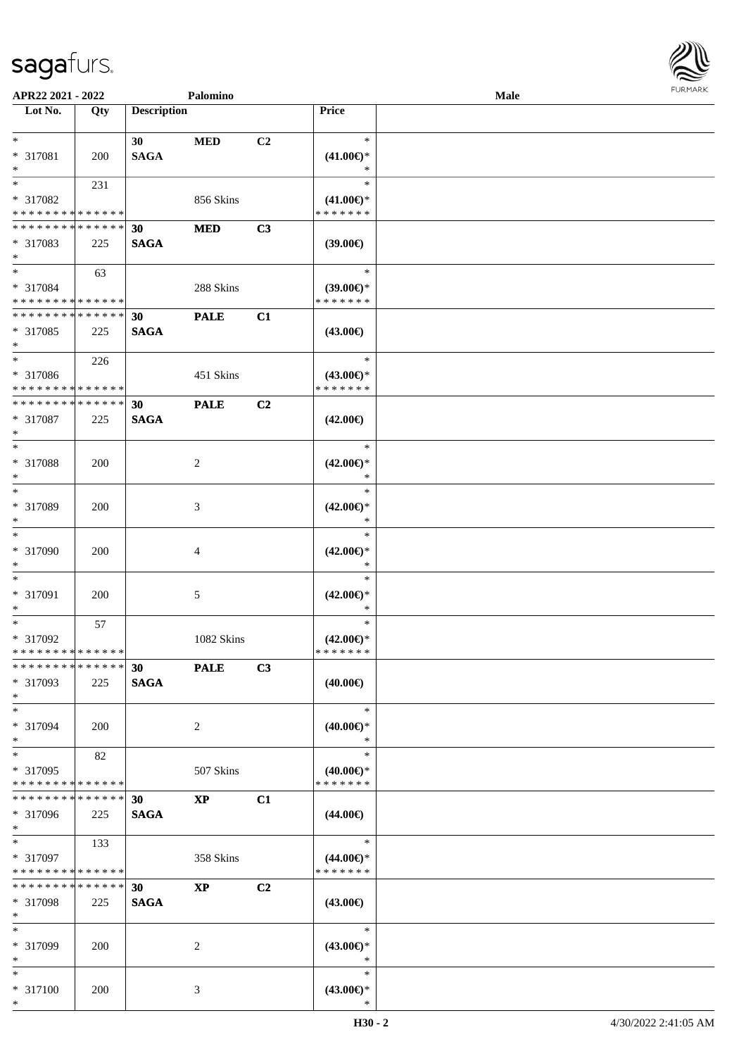APR22 2021 - 2022 Palomino Male

| Lot No. | Qty | Description | | | Price | |
|---|---|---|---|---|---|---|
| * | | 30 | MED | C2 | * | |
| * 317081 | 200 | SAGA | | | (41.00€)* | |
| * | | | | | * | |
| * | 231 | | | | * | |
| * 317082 | | | 856 Skins | | (41.00€)* | |
| * * * * * * * * * * * * * * | | | | | * * * * * * * | |
| * * * * * * * * * * * * * * | | 30 | MED | C3 | | |
| * 317083 | 225 | SAGA | | | (39.00€) | |
| * | | | | | | |
| * | 63 | | | | * | |
| * 317084 | | | 288 Skins | | (39.00€)* | |
| * * * * * * * * * * * * * * | | | | | * * * * * * * | |
| * * * * * * * * * * * * * * | | 30 | PALE | C1 | | |
| * 317085 | 225 | SAGA | | | (43.00€) | |
| * | | | | | | |
| * | 226 | | | | * | |
| * 317086 | | | 451 Skins | | (43.00€)* | |
| * * * * * * * * * * * * * * | | | | | * * * * * * * | |
| * * * * * * * * * * * * * * | | 30 | PALE | C2 | | |
| * 317087 | 225 | SAGA | | | (42.00€) | |
| * | | | | | | |
| * | | | | | * | |
| * 317088 | 200 | | 2 | | (42.00€)* | |
| * | | | | | * | |
| * | | | | | * | |
| * 317089 | 200 | | 3 | | (42.00€)* | |
| * | | | | | * | |
| * | | | | | * | |
| * 317090 | 200 | | 4 | | (42.00€)* | |
| * | | | | | * | |
| * | | | | | * | |
| * 317091 | 200 | | 5 | | (42.00€)* | |
| * | | | | | * | |
| * | 57 | | | | * | |
| * 317092 | | | 1082 Skins | | (42.00€)* | |
| * * * * * * * * * * * * * * | | | | | * * * * * * * | |
| * * * * * * * * * * * * * * | | 30 | PALE | C3 | | |
| * 317093 | 225 | SAGA | | | (40.00€) | |
| * | | | | | | |
| * | | | | | * | |
| * 317094 | 200 | | 2 | | (40.00€)* | |
| * | | | | | * | |
| * | 82 | | | | * | |
| * 317095 | | | 507 Skins | | (40.00€)* | |
| * * * * * * * * * * * * * * | | | | | * * * * * * * | |
| * * * * * * * * * * * * * * | | 30 | XP | C1 | | |
| * 317096 | 225 | SAGA | | | (44.00€) | |
| * | | | | | | |
| * | 133 | | | | * | |
| * 317097 | | | 358 Skins | | (44.00€)* | |
| * * * * * * * * * * * * * * | | | | | * * * * * * * | |
| * * * * * * * * * * * * * * | | 30 | XP | C2 | | |
| * 317098 | 225 | SAGA | | | (43.00€) | |
| * | | | | | | |
| * | | | | | * | |
| * 317099 | 200 | | 2 | | (43.00€)* | |
| * | | | | | * | |
| * | | | | | * | |
| * 317100 | 200 | | 3 | | (43.00€)* | |
| * | | | | | * | |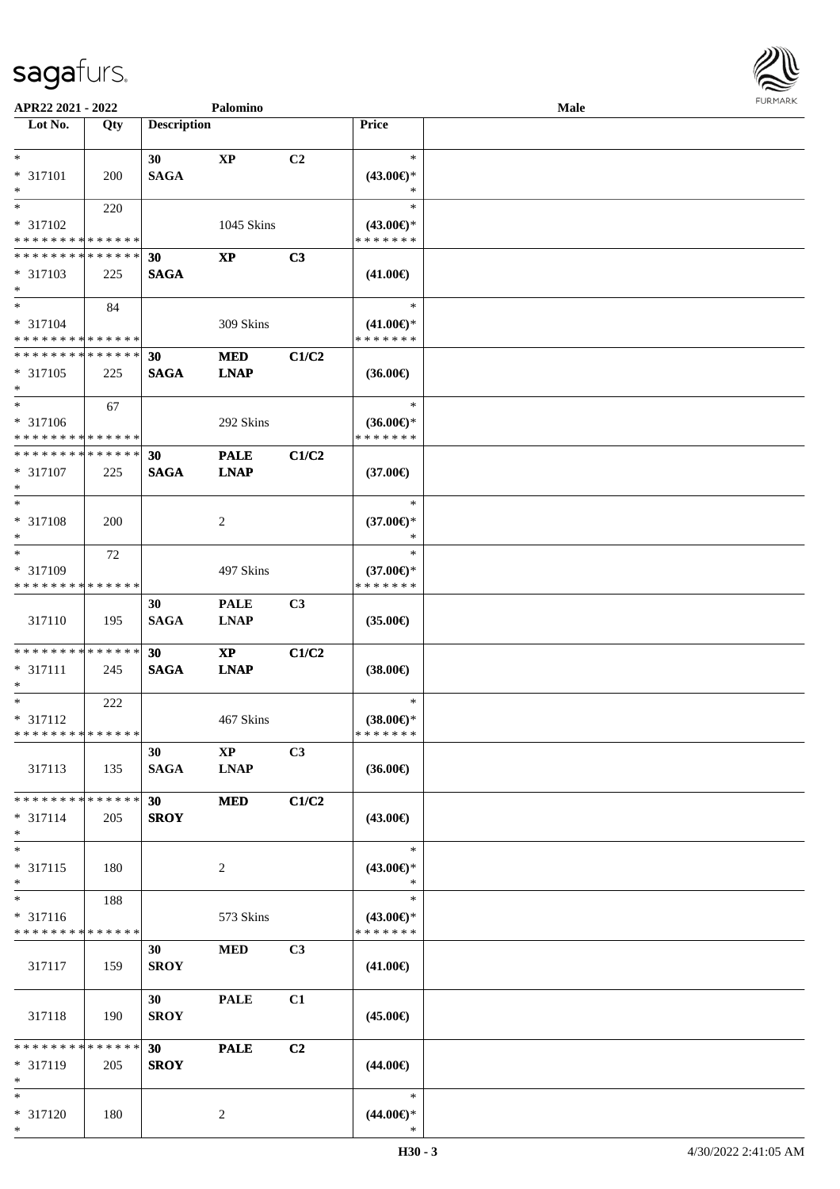**APR22 2021 - 2022** **Palomino** **Male**

| Lot No. | Qty | Description | | | Price |
|---|---|---|---|---|---|
| * <br> * 317101 <br> * | 200 | **30** <br> **SAGA** | **XP** | **C2** | * <br> **(43.00€)*** <br> * |
| * <br> * 317102 <br> * * * * * * * * * * * * * * | 220 | | 1045 Skins | | * <br> **(43.00€)*** <br> * * * * * * * |
| * * * * * * * * * * * * * * <br> * 317103 <br> * | 225 | **30** <br> **SAGA** | **XP** | **C3** | **(41.00€)** |
| * <br> * 317104 <br> * * * * * * * * * * * * * * | 84 | | 309 Skins | | * <br> **(41.00€)*** <br> * * * * * * * |
| * * * * * * * * * * * * * * <br> * 317105 <br> * | 225 | **30** <br> **SAGA** | **MED** <br> **LNAP** | **C1/C2** | **(36.00€)** |
| * <br> * 317106 <br> * * * * * * * * * * * * * * | 67 | | 292 Skins | | * <br> **(36.00€)*** <br> * * * * * * * |
| * * * * * * * * * * * * * * <br> * 317107 <br> * | 225 | **30** <br> **SAGA** | **PALE** <br> **LNAP** | **C1/C2** | **(37.00€)** |
| * <br> * 317108 <br> * | 200 | | 2 | | * <br> **(37.00€)*** <br> * |
| * <br> * 317109 <br> * * * * * * * * * * * * * * | 72 | | 497 Skins | | * <br> **(37.00€)*** <br> * * * * * * * |
| 317110 | 195 | **30** <br> **SAGA** | **PALE** <br> **LNAP** | **C3** | **(35.00€)** |
| * * * * * * * * * * * * * * <br> * 317111 <br> * | 245 | **30** <br> **SAGA** | **XP** <br> **LNAP** | **C1/C2** | **(38.00€)** |
| * <br> * 317112 <br> * * * * * * * * * * * * * * | 222 | | 467 Skins | | * <br> **(38.00€)*** <br> * * * * * * * |
| 317113 | 135 | **30** <br> **SAGA** | **XP** <br> **LNAP** | **C3** | **(36.00€)** |
| * * * * * * * * * * * * * * <br> * 317114 <br> * | 205 | **30** <br> **SROY** | **MED** | **C1/C2** | **(43.00€)** |
| * <br> * 317115 <br> * | 180 | | 2 | | * <br> **(43.00€)*** <br> * |
| * <br> * 317116 <br> * * * * * * * * * * * * * * | 188 | | 573 Skins | | * <br> **(43.00€)*** <br> * * * * * * * |
| 317117 | 159 | **30** <br> **SROY** | **MED** | **C3** | **(41.00€)** |
| 317118 | 190 | **30** <br> **SROY** | **PALE** | **C1** | **(45.00€)** |
| * * * * * * * * * * * * * * <br> * 317119 <br> * | 205 | **30** <br> **SROY** | **PALE** | **C2** | **(44.00€)** |
| * <br> * 317120 <br> * | 180 | | 2 | | * <br> **(44.00€)*** <br> * |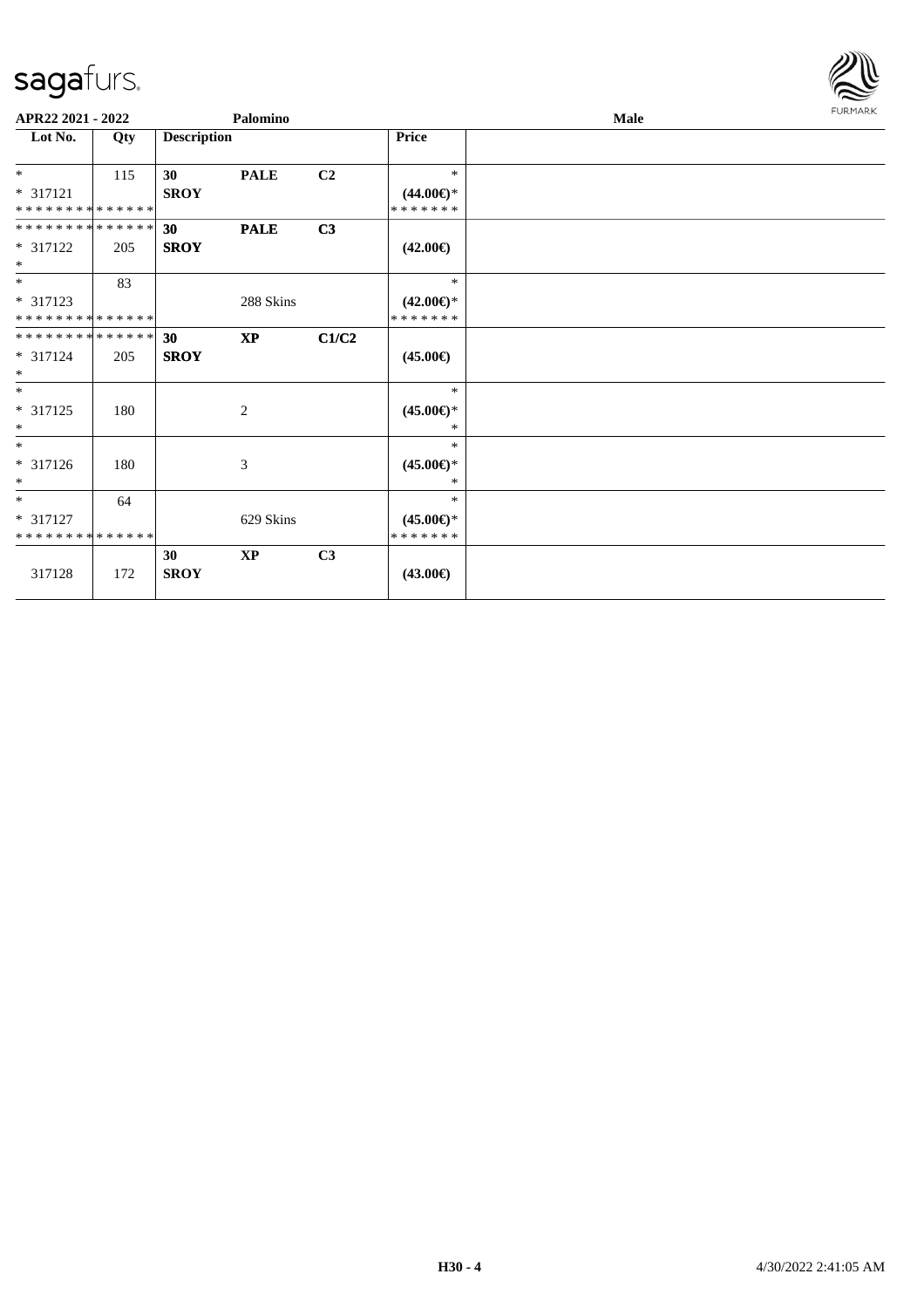**APR22 2021 - 2022** **Palomino** **Male**

| Lot No. | Qty | Description | | | Price | |
|---|---|---|---|---|---|---|
| *<br>* 317121<br>* * * * * * * * * * * * * * | 115 | **30**<br>**SROY** | **PALE** | **C2** | *<br>**(44.00€)***<br>* * * * * * * | |
| * * * * * * * * * * * * * *<br>* 317122<br>* | 205 | **30**<br>**SROY** | **PALE** | **C3** | **(42.00€)** | |
| *<br>* 317123<br>* * * * * * * * * * * * * * | 83 | | 288 Skins | | *<br>**(42.00€)***<br>* * * * * * * | |
| * * * * * * * * * * * * * *<br>* 317124<br>* | 205 | **30**<br>**SROY** | **XP** | **C1/C2** | **(45.00€)** | |
| *<br>* 317125<br>* | 180 | | 2 | | *<br>**(45.00€)***<br>* | |
| *<br>* 317126<br>* | 180 | | 3 | | *<br>**(45.00€)***<br>* | |
| *<br>* 317127<br>* * * * * * * * * * * * * * | 64 | | 629 Skins | | *<br>**(45.00€)***<br>* * * * * * * | |
| 317128 | 172 | **30**<br>**SROY** | **XP** | **C3** | **(43.00€)** | |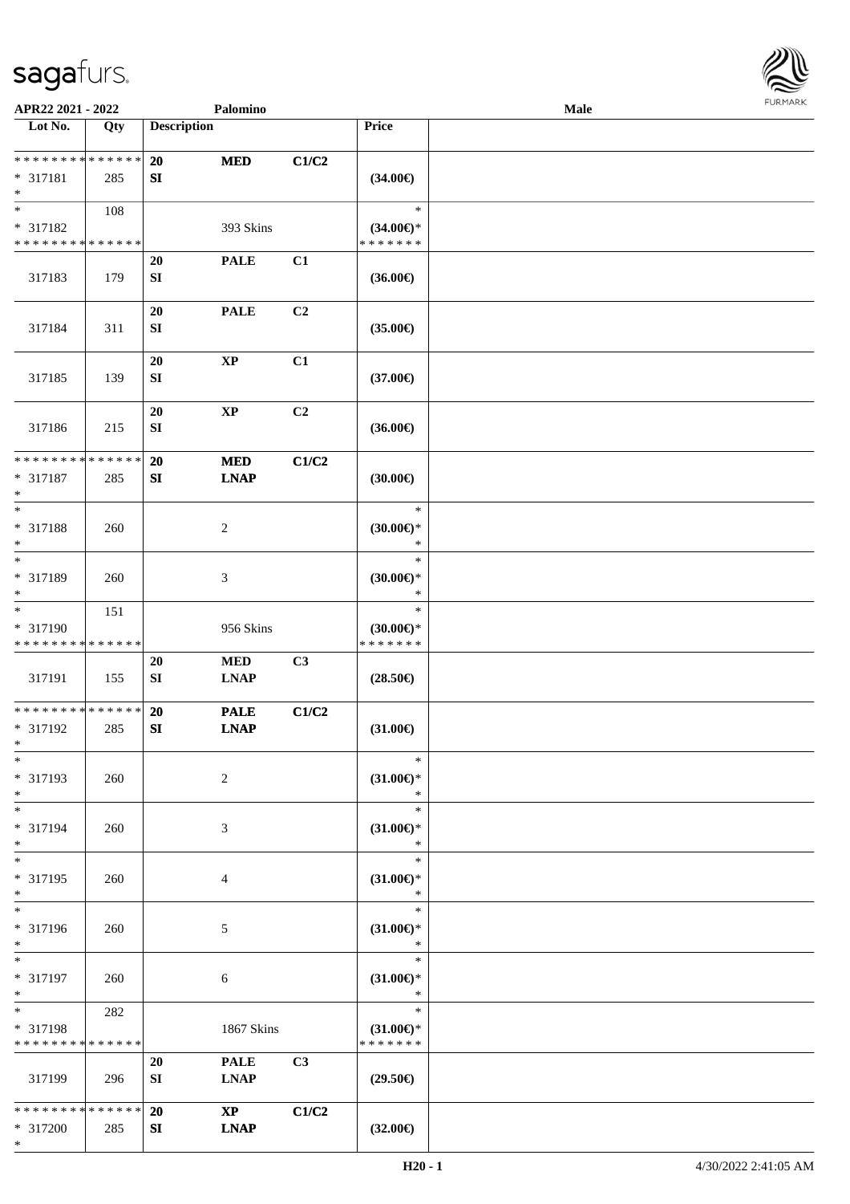| Lot No. | Qty | Description | | | Price | |
|---|---|---|---|---|---|---|
| * * * * * * * * * * * * * * | | 20 | MED | C1/C2 | | |
| * 317181 | 285 | SI | | | (34.00€) | |
| * | | | | | | |
| * | 108 | | | | * | |
| * 317182 | | | 393 Skins | | (34.00€)* | |
| * * * * * * * * * * * * * * | | | | | * * * * * * * | |
| | | 20 | PALE | C1 | | |
| 317183 | 179 | SI | | | (36.00€) | |
| | | 20 | PALE | C2 | | |
| 317184 | 311 | SI | | | (35.00€) | |
| | | 20 | XP | C1 | | |
| 317185 | 139 | SI | | | (37.00€) | |
| | | 20 | XP | C2 | | |
| 317186 | 215 | SI | | | (36.00€) | |
| * * * * * * * * * * * * * * | | 20 | MED | C1/C2 | | |
| * 317187 | 285 | SI | LNAP | | (30.00€) | |
| * | | | | | | |
| * | | | | | * | |
| * 317188 | 260 | | 2 | | (30.00€)* | |
| * | | | | | * | |
| * | | | | | * | |
| * 317189 | 260 | | 3 | | (30.00€)* | |
| * | | | | | * | |
| * | 151 | | | | * | |
| * 317190 | | | 956 Skins | | (30.00€)* | |
| * * * * * * * * * * * * * * | | | | | * * * * * * * | |
| | | 20 | MED | C3 | | |
| 317191 | 155 | SI | LNAP | | (28.50€) | |
| * * * * * * * * * * * * * * | | 20 | PALE | C1/C2 | | |
| * 317192 | 285 | SI | LNAP | | (31.00€) | |
| * | | | | | | |
| * | | | | | * | |
| * 317193 | 260 | | 2 | | (31.00€)* | |
| * | | | | | * | |
| * | | | | | * | |
| * 317194 | 260 | | 3 | | (31.00€)* | |
| * | | | | | * | |
| * | | | | | * | |
| * 317195 | 260 | | 4 | | (31.00€)* | |
| * | | | | | * | |
| * | | | | | * | |
| * 317196 | 260 | | 5 | | (31.00€)* | |
| * | | | | | * | |
| * | | | | | * | |
| * 317197 | 260 | | 6 | | (31.00€)* | |
| * | | | | | * | |
| * | 282 | | | | * | |
| * 317198 | | | 1867 Skins | | (31.00€)* | |
| * * * * * * * * * * * * * * | | | | | * * * * * * * | |
| | | 20 | PALE | C3 | | |
| 317199 | 296 | SI | LNAP | | (29.50€) | |
| * * * * * * * * * * * * * * | | 20 | XP | C1/C2 | | |
| * 317200 | 285 | SI | LNAP | | (32.00€) | |
| * | | | | | | |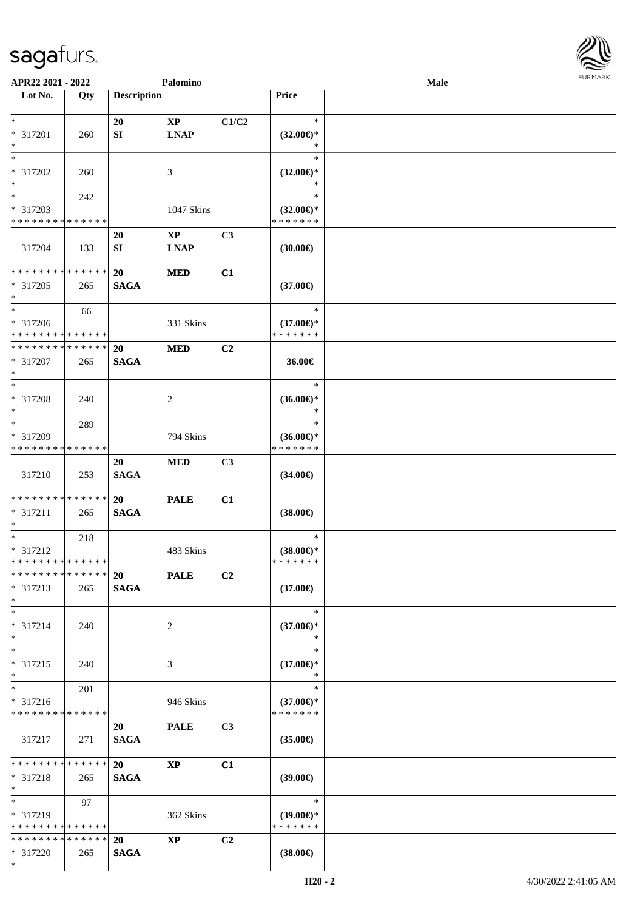APR22 2021 - 2022 Palomino Male

| Lot No. | Qty | Description | | | Price | |
|---|---|---|---|---|---|---|
| * | | 20 | XP | C1/C2 | * | |
| * 317201 | 260 | SI | LNAP | | (32.00€)* | |
| * | | | | | * | |
| * | | | | | * | |
| * 317202 | 260 | | 3 | | (32.00€)* | |
| * | | | | | * | |
| * | 242 | | | | * | |
| * 317203 | | | 1047 Skins | | (32.00€)* | |
| * * * * * * * * * * * * * * | | | | | * * * * * * * | |
| | | 20 | XP | C3 | | |
| 317204 | 133 | SI | LNAP | | (30.00€) | |
| * * * * * * * * * * * * * * | | 20 | MED | C1 | | |
| * 317205 | 265 | SAGA | | | (37.00€) | |
| * | | | | | | |
| * | 66 | | | | * | |
| * 317206 | | | 331 Skins | | (37.00€)* | |
| * * * * * * * * * * * * * * | | | | | * * * * * * * | |
| * * * * * * * * * * * * * * | | 20 | MED | C2 | | |
| * 317207 | 265 | SAGA | | | 36.00€ | |
| * | | | | | | |
| * | | | | | * | |
| * 317208 | 240 | | 2 | | (36.00€)* | |
| * | | | | | * | |
| * | 289 | | | | * | |
| * 317209 | | | 794 Skins | | (36.00€)* | |
| * * * * * * * * * * * * * * | | | | | * * * * * * * | |
| | | 20 | MED | C3 | | |
| 317210 | 253 | SAGA | | | (34.00€) | |
| * * * * * * * * * * * * * * | | 20 | PALE | C1 | | |
| * 317211 | 265 | SAGA | | | (38.00€) | |
| * | | | | | | |
| * | 218 | | | | * | |
| * 317212 | | | 483 Skins | | (38.00€)* | |
| * * * * * * * * * * * * * * | | | | | * * * * * * * | |
| * * * * * * * * * * * * * * | | 20 | PALE | C2 | | |
| * 317213 | 265 | SAGA | | | (37.00€) | |
| * | | | | | | |
| * | | | | | * | |
| * 317214 | 240 | | 2 | | (37.00€)* | |
| * | | | | | * | |
| * | | | | | * | |
| * 317215 | 240 | | 3 | | (37.00€)* | |
| * | | | | | * | |
| * | 201 | | | | * | |
| * 317216 | | | 946 Skins | | (37.00€)* | |
| * * * * * * * * * * * * * * | | | | | * * * * * * * | |
| | | 20 | PALE | C3 | | |
| 317217 | 271 | SAGA | | | (35.00€) | |
| * * * * * * * * * * * * * * | | 20 | XP | C1 | | |
| * 317218 | 265 | SAGA | | | (39.00€) | |
| * | | | | | | |
| * | 97 | | | | * | |
| * 317219 | | | 362 Skins | | (39.00€)* | |
| * * * * * * * * * * * * * * | | | | | * * * * * * * | |
| * * * * * * * * * * * * * * | | 20 | XP | C2 | | |
| * 317220 | 265 | SAGA | | | (38.00€) | |
| * | | | | | | |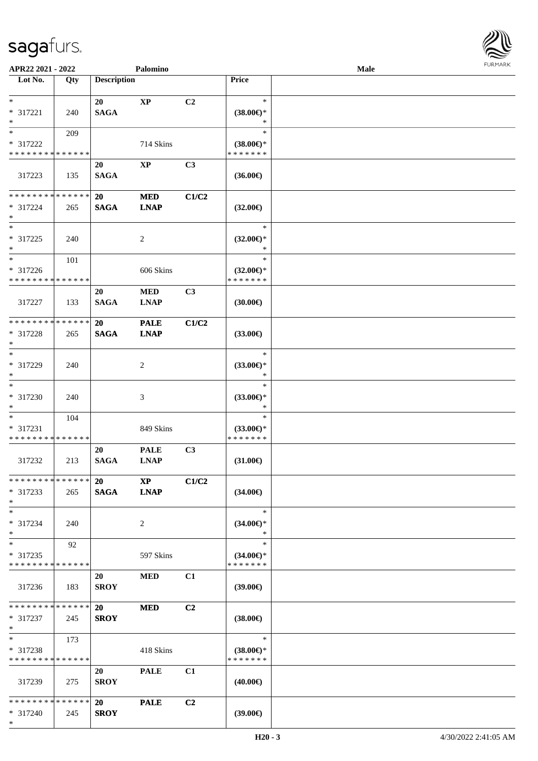APR22 2021 - 2022 Palomino Male

| Lot No. | Qty | Description | | | Price | |
|---|---|---|---|---|---|---|
| * <br> * 317221 <br> * | 240 | 20 <br> SAGA | XP | C2 | * <br> (38.00€)* <br> * | |
| * <br> * 317222 <br> * * * * * * * * * * * * * * | 209 | | 714 Skins | | * <br> (38.00€)* <br> * * * * * * * | |
| 317223 | 135 | 20 <br> SAGA | XP | C3 | (36.00€) | |
| * * * * * * * * * * * * * * <br> * 317224 <br> * | 265 | 20 <br> SAGA | MED <br> LNAP | C1/C2 | (32.00€) | |
| * <br> * 317225 <br> * | 240 | | 2 | | * <br> (32.00€)* <br> * | |
| * <br> * 317226 <br> * * * * * * * * * * * * * * | 101 | | 606 Skins | | * <br> (32.00€)* <br> * * * * * * * | |
| 317227 | 133 | 20 <br> SAGA | MED <br> LNAP | C3 | (30.00€) | |
| * * * * * * * * * * * * * * <br> * 317228 <br> * | 265 | 20 <br> SAGA | PALE <br> LNAP | C1/C2 | (33.00€) | |
| * <br> * 317229 <br> * | 240 | | 2 | | * <br> (33.00€)* <br> * | |
| * <br> * 317230 <br> * | 240 | | 3 | | * <br> (33.00€)* <br> * | |
| * <br> * 317231 <br> * * * * * * * * * * * * * * | 104 | | 849 Skins | | * <br> (33.00€)* <br> * * * * * * * | |
| 317232 | 213 | 20 <br> SAGA | PALE <br> LNAP | C3 | (31.00€) | |
| * * * * * * * * * * * * * * <br> * 317233 <br> * | 265 | 20 <br> SAGA | XP <br> LNAP | C1/C2 | (34.00€) | |
| * <br> * 317234 <br> * | 240 | | 2 | | * <br> (34.00€)* <br> * | |
| * <br> * 317235 <br> * * * * * * * * * * * * * * | 92 | | 597 Skins | | * <br> (34.00€)* <br> * * * * * * * | |
| 317236 | 183 | 20 <br> SROY | MED | C1 | (39.00€) | |
| * * * * * * * * * * * * * * <br> * 317237 <br> * | 245 | 20 <br> SROY | MED | C2 | (38.00€) | |
| * <br> * 317238 <br> * * * * * * * * * * * * * * | 173 | | 418 Skins | | * <br> (38.00€)* <br> * * * * * * * | |
| 317239 | 275 | 20 <br> SROY | PALE | C1 | (40.00€) | |
| * * * * * * * * * * * * * * <br> * 317240 <br> * | 245 | 20 <br> SROY | PALE | C2 | (39.00€) | |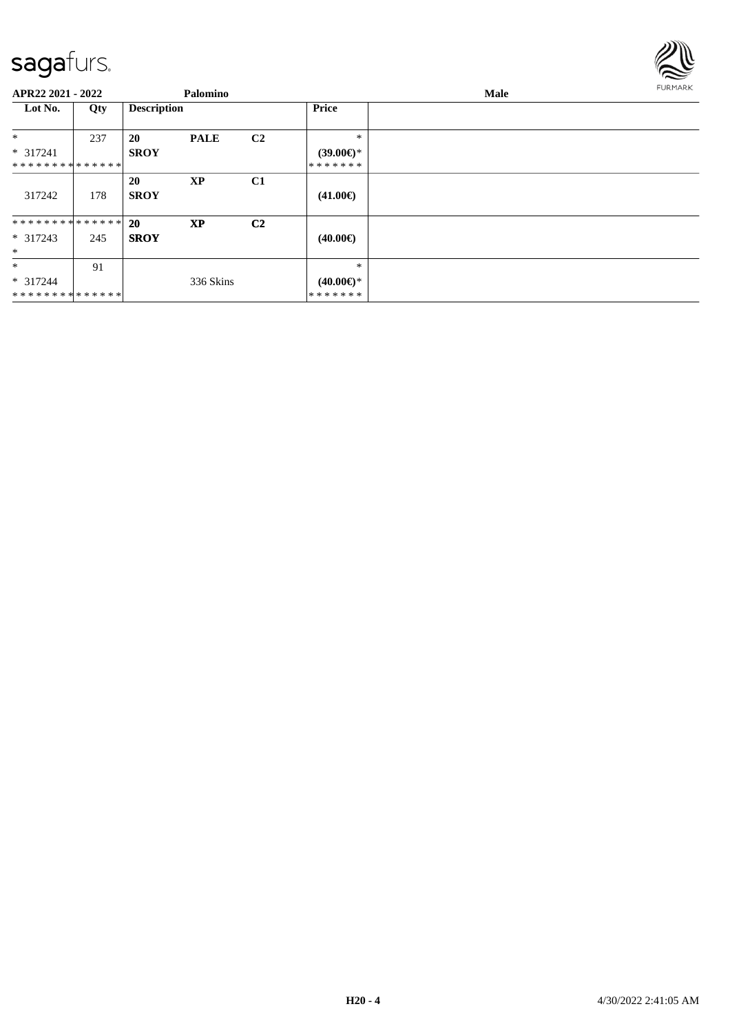**APR22 2021 - 2022** **Palomino** **Male**

| Lot No. | Qty | Description | | | Price | |
|---|---|---|---|---|---|---|
| * <br> * 317241 <br> * * * * * * * * * * * * * * | 237 | **20** <br> **SROY** | **PALE** | **C2** | * <br> **(39.00€)*** <br> * * * * * * * | |
| 317242 | 178 | **20** <br> **SROY** | **XP** | **C1** | **(41.00€)** | |
| * * * * * * * * * * * * * * <br> * 317243 <br> * | 245 | **20** <br> **SROY** | **XP** | **C2** | **(40.00€)** | |
| * <br> * 317244 <br> * * * * * * * * * * * * * * | 91 | | 336 Skins | | * <br> **(40.00€)*** <br> * * * * * * * | |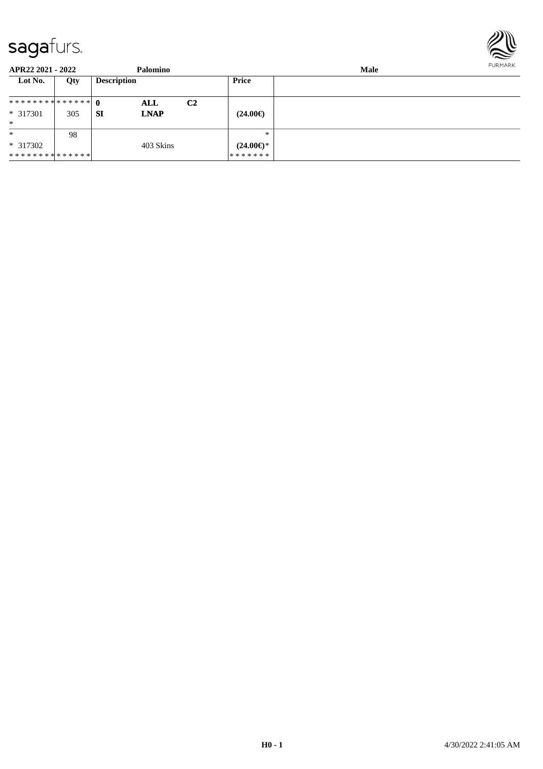| Lot No. | Qty | Description | | | Price | |
|---|---|---|---|---|---|---|
| ************** | | 0 | **ALL** | **C2** | | |
| * 317301 | 305 | **SI** | **LNAP** | | **(24.00€)** | |
| * | | | | | | |
| * | 98 | | | | * | |
| * 317302 | | | 403 Skins | | **(24.00€)*** | |
| ************** | | | | | ******* | |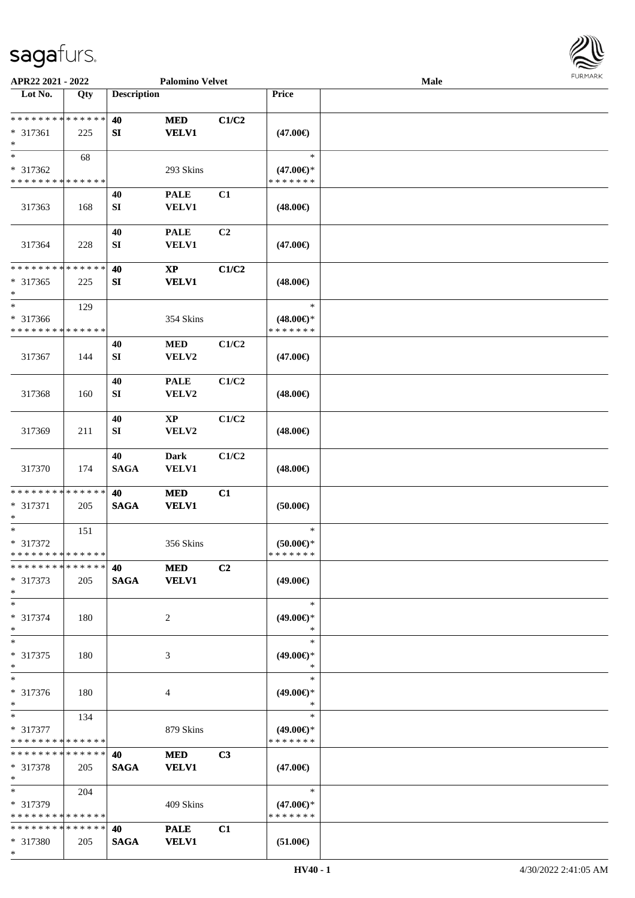| Lot No. | Qty | Description | | | Price | |
|---|---|---|---|---|---|---|
| * * * * * * * * * * * * * * | | 40 | MED | C1/C2 | | |
| * 317361 | 225 | SI | VELV1 | | (47.00€) | |
| * | | | | | | |
| * | 68 | | | | * | |
| * 317362 | | | 293 Skins | | (47.00€)* | |
| * * * * * * * * * * * * * * | | | | | * * * * * * * | |
| | | 40 | PALE | C1 | | |
| 317363 | 168 | SI | VELV1 | | (48.00€) | |
| | | 40 | PALE | C2 | | |
| 317364 | 228 | SI | VELV1 | | (47.00€) | |
| * * * * * * * * * * * * * * | | 40 | XP | C1/C2 | | |
| * 317365 | 225 | SI | VELV1 | | (48.00€) | |
| * | | | | | | |
| * | 129 | | | | * | |
| * 317366 | | | 354 Skins | | (48.00€)* | |
| * * * * * * * * * * * * * * | | | | | * * * * * * * | |
| | | 40 | MED | C1/C2 | | |
| 317367 | 144 | SI | VELV2 | | (47.00€) | |
| | | 40 | PALE | C1/C2 | | |
| 317368 | 160 | SI | VELV2 | | (48.00€) | |
| | | 40 | XP | C1/C2 | | |
| 317369 | 211 | SI | VELV2 | | (48.00€) | |
| | | 40 | Dark | C1/C2 | | |
| 317370 | 174 | SAGA | VELV1 | | (48.00€) | |
| * * * * * * * * * * * * * * | | 40 | MED | C1 | | |
| * 317371 | 205 | SAGA | VELV1 | | (50.00€) | |
| * | | | | | | |
| * | 151 | | | | * | |
| * 317372 | | | 356 Skins | | (50.00€)* | |
| * * * * * * * * * * * * * * | | | | | * * * * * * * | |
| * * * * * * * * * * * * * * | | 40 | MED | C2 | | |
| * 317373 | 205 | SAGA | VELV1 | | (49.00€) | |
| * | | | | | | |
| * | | | | | * | |
| * 317374 | 180 | | 2 | | (49.00€)* | |
| * | | | | | * | |
| * | | | | | * | |
| * 317375 | 180 | | 3 | | (49.00€)* | |
| * | | | | | * | |
| * | | | | | * | |
| * 317376 | 180 | | 4 | | (49.00€)* | |
| * | | | | | * | |
| * | 134 | | | | * | |
| * 317377 | | | 879 Skins | | (49.00€)* | |
| * * * * * * * * * * * * * * | | | | | * * * * * * * | |
| * * * * * * * * * * * * * * | | 40 | MED | C3 | | |
| * 317378 | 205 | SAGA | VELV1 | | (47.00€) | |
| * | | | | | | |
| * | 204 | | | | * | |
| * 317379 | | | 409 Skins | | (47.00€)* | |
| * * * * * * * * * * * * * * | | | | | * * * * * * * | |
| * * * * * * * * * * * * * * | | 40 | PALE | C1 | | |
| * 317380 | 205 | SAGA | VELV1 | | (51.00€) | |
| * | | | | | | |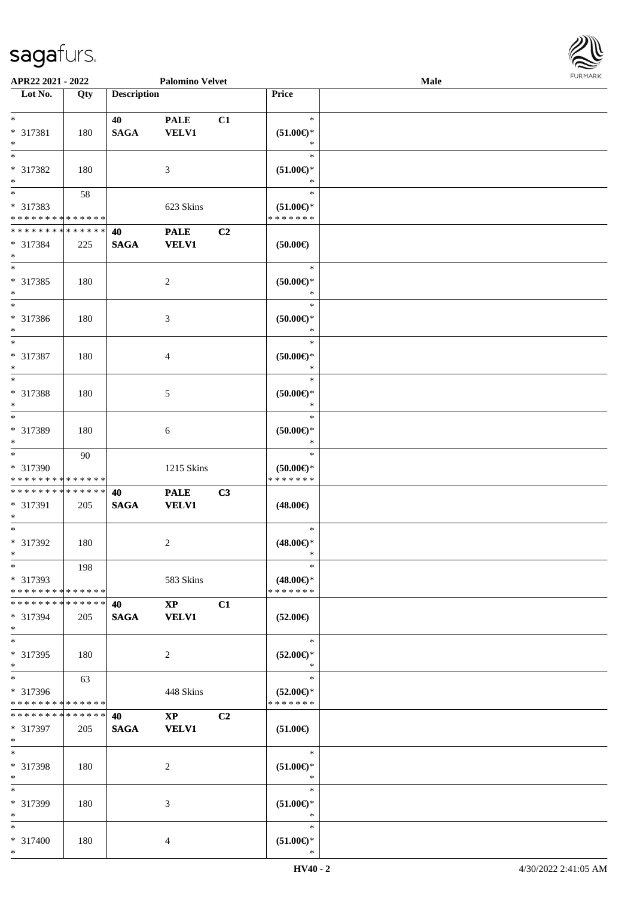APR22 2021 - 2022 | Palomino Velvet | Male

| Lot No. | Qty | Description | | | Price | |
|---|---|---|---|---|---|---|
| * | | 40 | PALE | C1 | * | |
| * 317381 | 180 | SAGA | VELV1 | | (51.00€)* | |
| * | | | | | * | |
| * | | | | | * | |
| * 317382 | 180 | | 3 | | (51.00€)* | |
| * | | | | | * | |
| * | 58 | | | | * | |
| * 317383 | | | 623 Skins | | (51.00€)* | |
| * * * * * * * * * * * * * * | | | | | * * * * * * * | |
| * * * * * * * * * * * * * * | | 40 | PALE | C2 | | |
| * 317384 | 225 | SAGA | VELV1 | | (50.00€) | |
| * | | | | | | |
| * | | | | | * | |
| * 317385 | 180 | | 2 | | (50.00€)* | |
| * | | | | | * | |
| * | | | | | * | |
| * 317386 | 180 | | 3 | | (50.00€)* | |
| * | | | | | * | |
| * | | | | | * | |
| * 317387 | 180 | | 4 | | (50.00€)* | |
| * | | | | | * | |
| * | | | | | * | |
| * 317388 | 180 | | 5 | | (50.00€)* | |
| * | | | | | * | |
| * | | | | | * | |
| * 317389 | 180 | | 6 | | (50.00€)* | |
| * | | | | | * | |
| * | 90 | | | | * | |
| * 317390 | | | 1215 Skins | | (50.00€)* | |
| * * * * * * * * * * * * * * | | | | | * * * * * * * | |
| * * * * * * * * * * * * * * | | 40 | PALE | C3 | | |
| * 317391 | 205 | SAGA | VELV1 | | (48.00€) | |
| * | | | | | | |
| * | | | | | * | |
| * 317392 | 180 | | 2 | | (48.00€)* | |
| * | | | | | * | |
| * | 198 | | | | * | |
| * 317393 | | | 583 Skins | | (48.00€)* | |
| * * * * * * * * * * * * * * | | | | | * * * * * * * | |
| * * * * * * * * * * * * * * | | 40 | XP | C1 | | |
| * 317394 | 205 | SAGA | VELV1 | | (52.00€) | |
| * | | | | | | |
| * | | | | | * | |
| * 317395 | 180 | | 2 | | (52.00€)* | |
| * | | | | | * | |
| * | 63 | | | | * | |
| * 317396 | | | 448 Skins | | (52.00€)* | |
| * * * * * * * * * * * * * * | | | | | * * * * * * * | |
| * * * * * * * * * * * * * * | | 40 | XP | C2 | | |
| * 317397 | 205 | SAGA | VELV1 | | (51.00€) | |
| * | | | | | | |
| * | | | | | * | |
| * 317398 | 180 | | 2 | | (51.00€)* | |
| * | | | | | * | |
| * | | | | | * | |
| * 317399 | 180 | | 3 | | (51.00€)* | |
| * | | | | | * | |
| * | | | | | * | |
| * 317400 | 180 | | 4 | | (51.00€)* | |
| * | | | | | * | |

HV40 - 2 | 4/30/2022 2:41:05 AM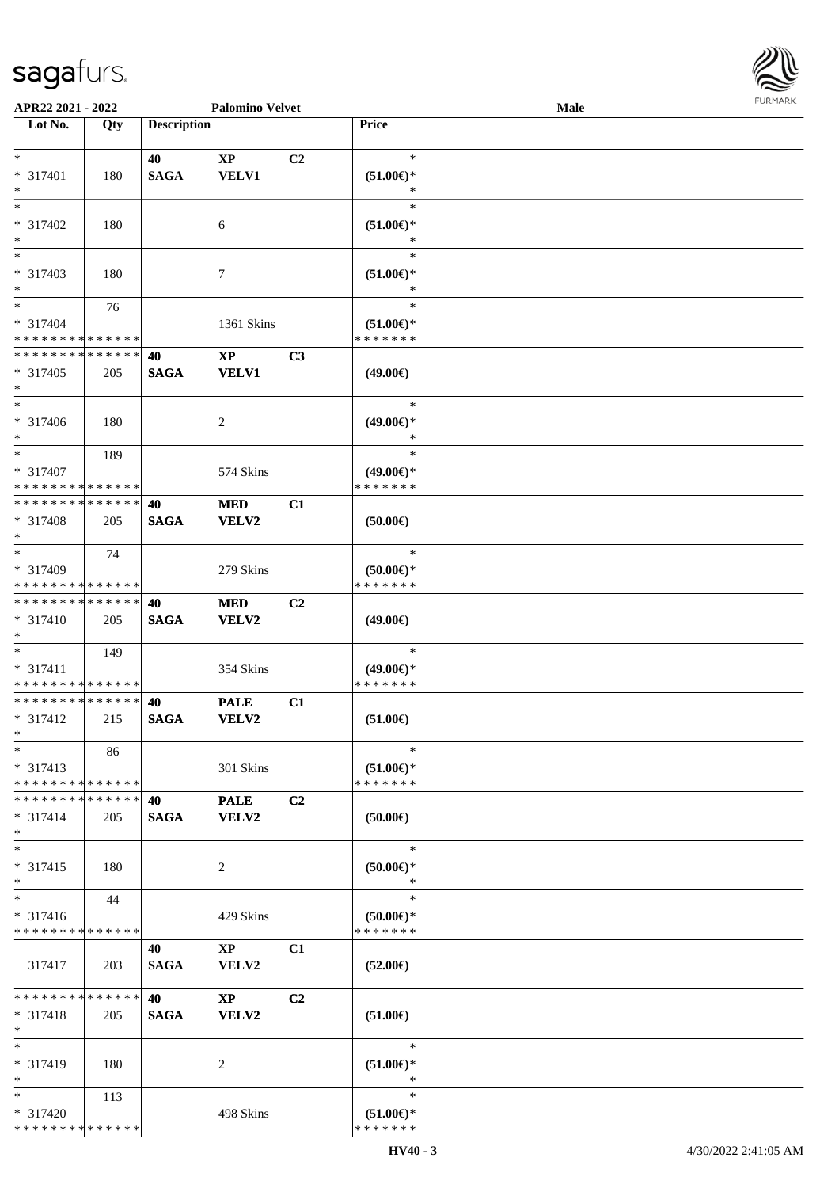**APR22 2021 - 2022** **Palomino Velvet** **Male**

| Lot No. | Qty | Description | | | Price | |
|---|---|---|---|---|---|---|
| * | | 40 | XP | C2 | * | |
| * 317401 | 180 | SAGA | VELV1 | | (51.00€)* | |
| * | | | | | * | |
| * | | | | | * | |
| * 317402 | 180 | | 6 | | (51.00€)* | |
| * | | | | | * | |
| * | | | | | * | |
| * 317403 | 180 | | 7 | | (51.00€)* | |
| * | | | | | * | |
| * | 76 | | | | * | |
| * 317404 | | | 1361 Skins | | (51.00€)* | |
| * * * * * * * * * * * * * * | | | | | * * * * * * * | |
| * * * * * * * * * * * * * * | | 40 | XP | C3 | | |
| * 317405 | 205 | SAGA | VELV1 | | (49.00€) | |
| * | | | | | | |
| * | | | | | * | |
| * 317406 | 180 | | 2 | | (49.00€)* | |
| * | | | | | * | |
| * | 189 | | | | * | |
| * 317407 | | | 574 Skins | | (49.00€)* | |
| * * * * * * * * * * * * * * | | | | | * * * * * * * | |
| * * * * * * * * * * * * * * | | 40 | MED | C1 | | |
| * 317408 | 205 | SAGA | VELV2 | | (50.00€) | |
| * | | | | | | |
| * | 74 | | | | * | |
| * 317409 | | | 279 Skins | | (50.00€)* | |
| * * * * * * * * * * * * * * | | | | | * * * * * * * | |
| * * * * * * * * * * * * * * | | 40 | MED | C2 | | |
| * 317410 | 205 | SAGA | VELV2 | | (49.00€) | |
| * | | | | | | |
| * | 149 | | | | * | |
| * 317411 | | | 354 Skins | | (49.00€)* | |
| * * * * * * * * * * * * * * | | | | | * * * * * * * | |
| * * * * * * * * * * * * * * | | 40 | PALE | C1 | | |
| * 317412 | 215 | SAGA | VELV2 | | (51.00€) | |
| * | | | | | | |
| * | 86 | | | | * | |
| * 317413 | | | 301 Skins | | (51.00€)* | |
| * * * * * * * * * * * * * * | | | | | * * * * * * * | |
| * * * * * * * * * * * * * * | | 40 | PALE | C2 | | |
| * 317414 | 205 | SAGA | VELV2 | | (50.00€) | |
| * | | | | | | |
| * | | | | | * | |
| * 317415 | 180 | | 2 | | (50.00€)* | |
| * | | | | | * | |
| * | 44 | | | | * | |
| * 317416 | | | 429 Skins | | (50.00€)* | |
| * * * * * * * * * * * * * * | | | | | * * * * * * * | |
| 317417 | 203 | 40 SAGA | XP VELV2 | C1 | (52.00€) | |
| * * * * * * * * * * * * * * | | 40 | XP | C2 | | |
| * 317418 | 205 | SAGA | VELV2 | | (51.00€) | |
| * | | | | | | |
| * | | | | | * | |
| * 317419 | 180 | | 2 | | (51.00€)* | |
| * | | | | | * | |
| * | 113 | | | | * | |
| * 317420 | | | 498 Skins | | (51.00€)* | |
| * * * * * * * * * * * * * * | | | | | * * * * * * * | |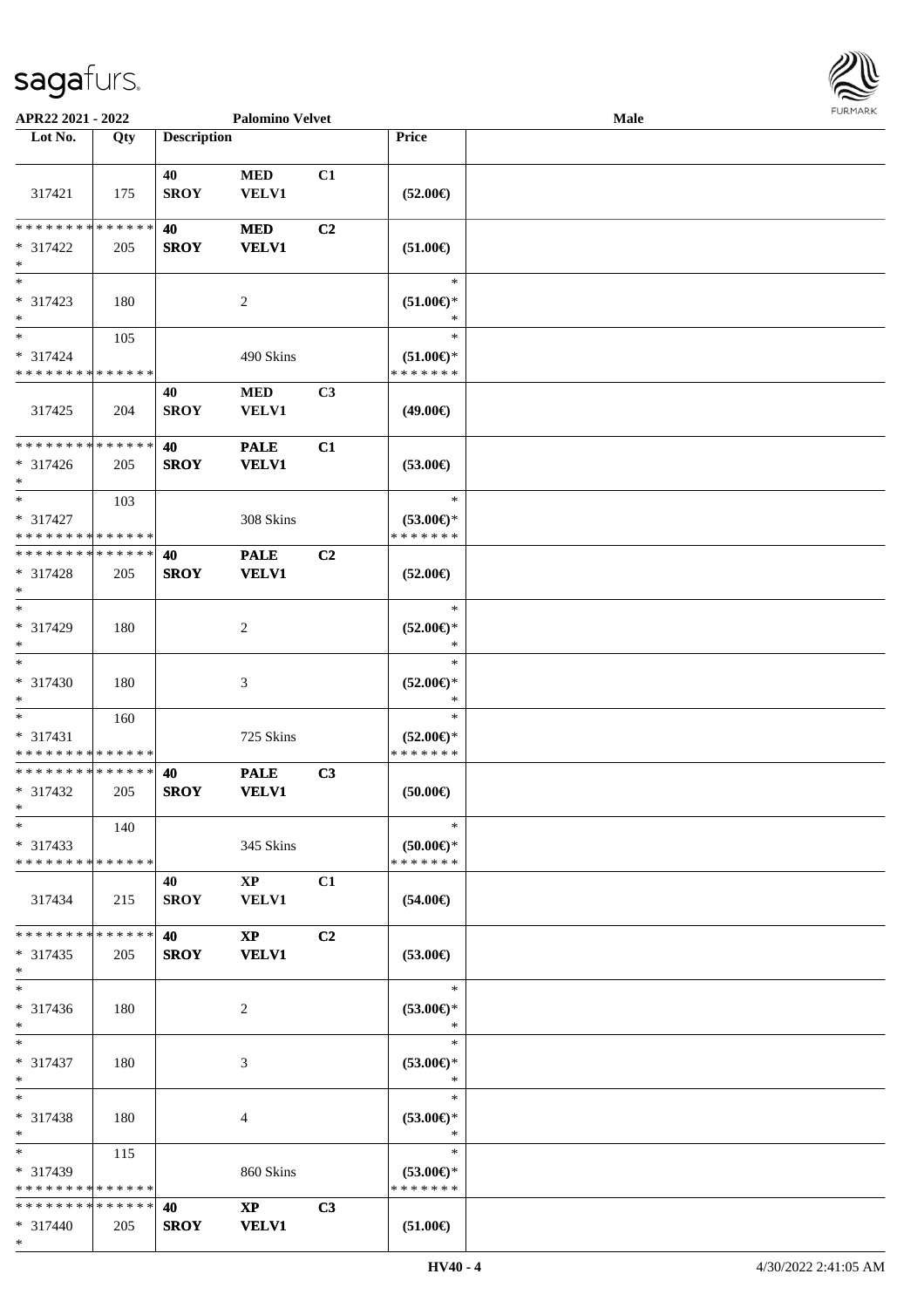APR22 2021 - 2022 | Palomino Velvet | Male

| Lot No. | Qty | Description | | | Price | |
|---|---|---|---|---|---|---|
| 317421 | 175 | 40 SROY | MED VELV1 | C1 | (52.00€) | |
| * * * * * * * * * * * * * * * 317422 * | 205 | 40 SROY | MED VELV1 | C2 | (51.00€) | |
| * * 317423 * | 180 | | 2 | | * (51.00€)* * | |
| * * 317424 * * * * * * * * * * * * * * | 105 | | 490 Skins | | * (51.00€)* * * * * * * * | |
| 317425 | 204 | 40 SROY | MED VELV1 | C3 | (49.00€) | |
| * * * * * * * * * * * * * * * 317426 * | 205 | 40 SROY | PALE VELV1 | C1 | (53.00€) | |
| * * 317427 * * * * * * * * * * * * * * | 103 | | 308 Skins | | * (53.00€)* * * * * * * * | |
| * * * * * * * * * * * * * * * 317428 * | 205 | 40 SROY | PALE VELV1 | C2 | (52.00€) | |
| * * 317429 * | 180 | | 2 | | * (52.00€)* * | |
| * * 317430 * | 180 | | 3 | | * (52.00€)* * | |
| * * 317431 * * * * * * * * * * * * * * | 160 | | 725 Skins | | * (52.00€)* * * * * * * * | |
| * * * * * * * * * * * * * * * 317432 * | 205 | 40 SROY | PALE VELV1 | C3 | (50.00€) | |
| * * 317433 * * * * * * * * * * * * * * | 140 | | 345 Skins | | * (50.00€)* * * * * * * * | |
| 317434 | 215 | 40 SROY | XP VELV1 | C1 | (54.00€) | |
| * * * * * * * * * * * * * * * 317435 * | 205 | 40 SROY | XP VELV1 | C2 | (53.00€) | |
| * * 317436 * | 180 | | 2 | | * (53.00€)* * | |
| * * 317437 * | 180 | | 3 | | * (53.00€)* * | |
| * * 317438 * | 180 | | 4 | | * (53.00€)* * | |
| * * 317439 * * * * * * * * * * * * * * | 115 | | 860 Skins | | * (53.00€)* * * * * * * * | |
| * * * * * * * * * * * * * * * 317440 * | 205 | 40 SROY | XP VELV1 | C3 | (51.00€) | |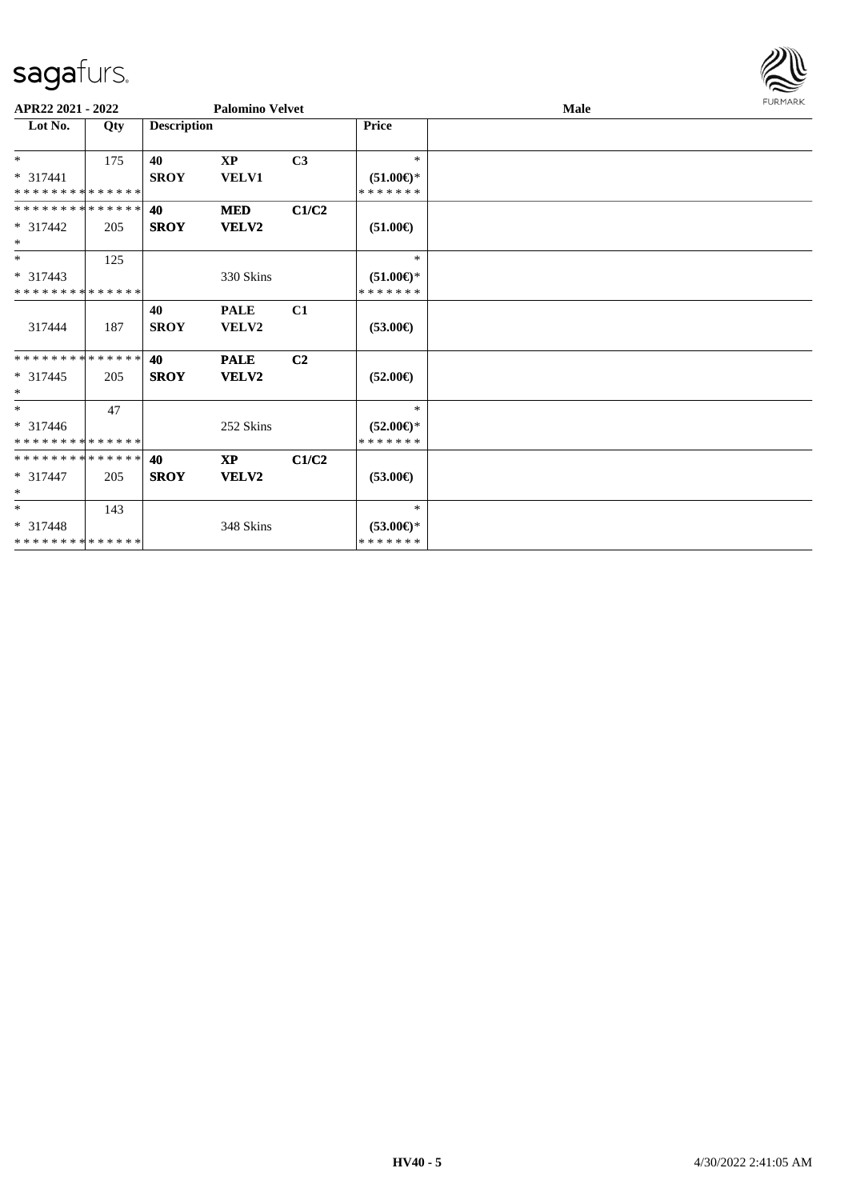**APR22 2021 - 2022** **Palomino Velvet** **Male**

| Lot No. | Qty | Description | | | Price |
|---|---|---|---|---|---|
| * | 175 | **40** | **XP** | **C3** | * |
| * 317441 | | **SROY** | **VELV1** | | **(51.00€)*** |
| * * * * * * * * * * * * * * | | | | | * * * * * * * |
| * * * * * * * * * * * * * * | | **40** | **MED** | **C1/C2** | |
| * 317442 | 205 | **SROY** | **VELV2** | | **(51.00€)** |
| * | | | | | |
| * | 125 | | | | * |
| * 317443 | | | 330 Skins | | **(51.00€)*** |
| * * * * * * * * * * * * * * | | | | | * * * * * * * |
| | | **40** | **PALE** | **C1** | |
| 317444 | 187 | **SROY** | **VELV2** | | **(53.00€)** |
| * * * * * * * * * * * * * * | | **40** | **PALE** | **C2** | |
| * 317445 | 205 | **SROY** | **VELV2** | | **(52.00€)** |
| * | | | | | |
| * | 47 | | | | * |
| * 317446 | | | 252 Skins | | **(52.00€)*** |
| * * * * * * * * * * * * * * | | | | | * * * * * * * |
| * * * * * * * * * * * * * * | | **40** | **XP** | **C1/C2** | |
| * 317447 | 205 | **SROY** | **VELV2** | | **(53.00€)** |
| * | | | | | |
| * | 143 | | | | * |
| * 317448 | | | 348 Skins | | **(53.00€)*** |
| * * * * * * * * * * * * * * | | | | | * * * * * * * |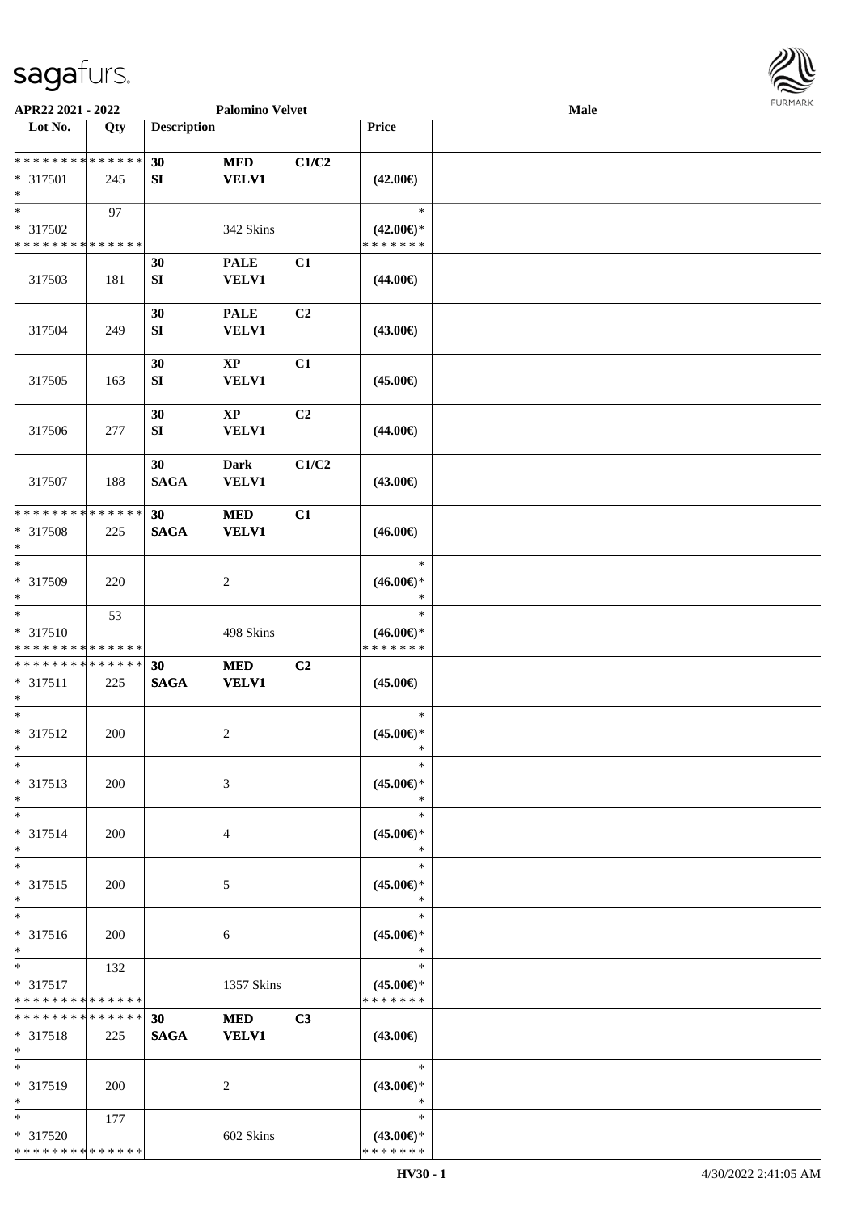APR22 2021 - 2022 Palomino Velvet Male

| Lot No. | Qty | Description | | | Price | |
|---|---|---|---|---|---|---|
| * * * * * * * * * * * * * * | | 30 | MED | C1/C2 | | |
| * 317501 | 245 | SI | VELV1 | | (42.00€) | |
| * | | | | | | |
| * | 97 | | | | * | |
| * 317502 | | | 342 Skins | | (42.00€)* | |
| * * * * * * * * * * * * * * | | | | | * * * * * * * | |
| | | 30 | PALE | C1 | | |
| 317503 | 181 | SI | VELV1 | | (44.00€) | |
| | | 30 | PALE | C2 | | |
| 317504 | 249 | SI | VELV1 | | (43.00€) | |
| | | 30 | XP | C1 | | |
| 317505 | 163 | SI | VELV1 | | (45.00€) | |
| | | 30 | XP | C2 | | |
| 317506 | 277 | SI | VELV1 | | (44.00€) | |
| | | 30 | Dark | C1/C2 | | |
| 317507 | 188 | SAGA | VELV1 | | (43.00€) | |
| * * * * * * * * * * * * * * | | 30 | MED | C1 | | |
| * 317508 | 225 | SAGA | VELV1 | | (46.00€) | |
| * | | | | | | |
| * | | | | | * | |
| * 317509 | 220 | | 2 | | (46.00€)* | |
| * | | | | | * | |
| * | 53 | | | | * | |
| * 317510 | | | 498 Skins | | (46.00€)* | |
| * * * * * * * * * * * * * * | | | | | * * * * * * * | |
| * * * * * * * * * * * * * * | | 30 | MED | C2 | | |
| * 317511 | 225 | SAGA | VELV1 | | (45.00€) | |
| * | | | | | | |
| * | | | | | * | |
| * 317512 | 200 | | 2 | | (45.00€)* | |
| * | | | | | * | |
| * | | | | | * | |
| * 317513 | 200 | | 3 | | (45.00€)* | |
| * | | | | | * | |
| * | | | | | * | |
| * 317514 | 200 | | 4 | | (45.00€)* | |
| * | | | | | * | |
| * | | | | | * | |
| * 317515 | 200 | | 5 | | (45.00€)* | |
| * | | | | | * | |
| * | | | | | * | |
| * 317516 | 200 | | 6 | | (45.00€)* | |
| * | | | | | * | |
| * | 132 | | | | * | |
| * 317517 | | | 1357 Skins | | (45.00€)* | |
| * * * * * * * * * * * * * * | | | | | * * * * * * * | |
| * * * * * * * * * * * * * * | | 30 | MED | C3 | | |
| * 317518 | 225 | SAGA | VELV1 | | (43.00€) | |
| * | | | | | | |
| * | | | | | * | |
| * 317519 | 200 | | 2 | | (43.00€)* | |
| * | | | | | * | |
| * | 177 | | | | * | |
| * 317520 | | | 602 Skins | | (43.00€)* | |
| * * * * * * * * * * * * * * | | | | | * * * * * * * | |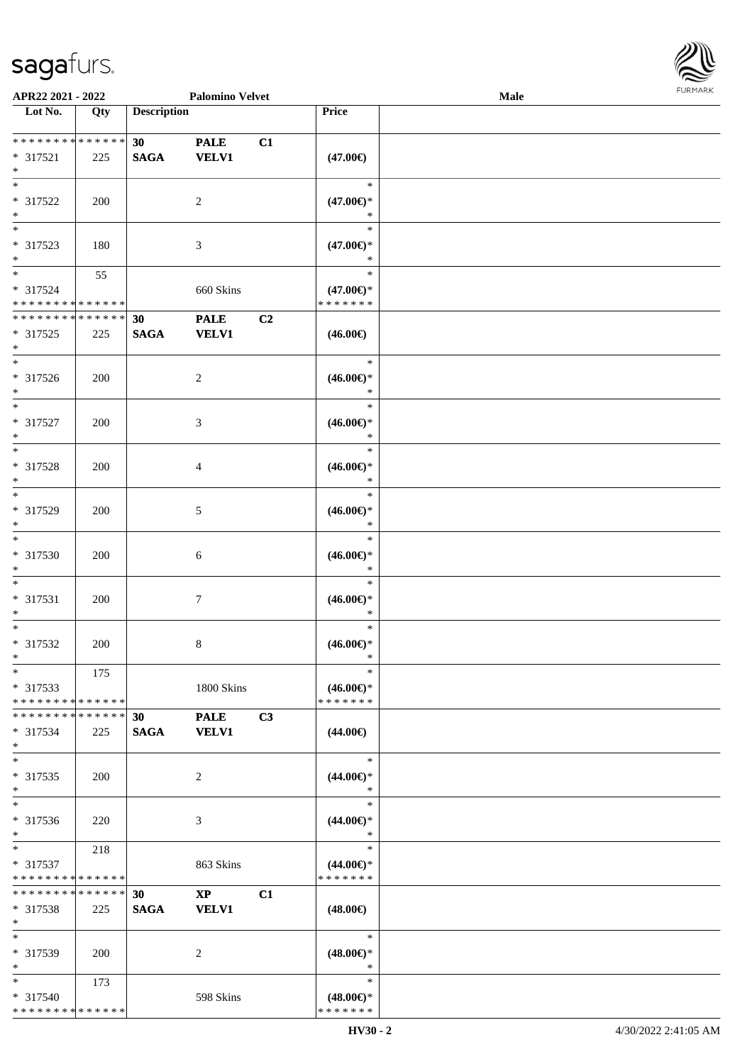| Lot No. | Qty | Description | | | Price | |
|---|---|---|---|---|---|---|
| * * * * * * * * * * * * * * | | 30 | PALE | C1 | | |
| * 317521 | 225 | SAGA | VELV1 | | (47.00€) | |
| * | | | | | | |
| * | | | | | * | |
| * 317522 | 200 | | 2 | | (47.00€)* | |
| * | | | | | * | |
| * | | | | | * | |
| * 317523 | 180 | | 3 | | (47.00€)* | |
| * | | | | | * | |
| * | 55 | | | | * | |
| * 317524 | | | 660 Skins | | (47.00€)* | |
| * * * * * * * * * * * * * * | | | | | * * * * * * * | |
| * * * * * * * * * * * * * * | | 30 | PALE | C2 | | |
| * 317525 | 225 | SAGA | VELV1 | | (46.00€) | |
| * | | | | | | |
| * | | | | | * | |
| * 317526 | 200 | | 2 | | (46.00€)* | |
| * | | | | | * | |
| * | | | | | * | |
| * 317527 | 200 | | 3 | | (46.00€)* | |
| * | | | | | * | |
| * | | | | | * | |
| * 317528 | 200 | | 4 | | (46.00€)* | |
| * | | | | | * | |
| * | | | | | * | |
| * 317529 | 200 | | 5 | | (46.00€)* | |
| * | | | | | * | |
| * | | | | | * | |
| * 317530 | 200 | | 6 | | (46.00€)* | |
| * | | | | | * | |
| * | | | | | * | |
| * 317531 | 200 | | 7 | | (46.00€)* | |
| * | | | | | * | |
| * | | | | | * | |
| * 317532 | 200 | | 8 | | (46.00€)* | |
| * | | | | | * | |
| * | 175 | | | | * | |
| * 317533 | | | 1800 Skins | | (46.00€)* | |
| * * * * * * * * * * * * * * | | | | | * * * * * * * | |
| * * * * * * * * * * * * * * | | 30 | PALE | C3 | | |
| * 317534 | 225 | SAGA | VELV1 | | (44.00€) | |
| * | | | | | | |
| * | | | | | * | |
| * 317535 | 200 | | 2 | | (44.00€)* | |
| * | | | | | * | |
| * | | | | | * | |
| * 317536 | 220 | | 3 | | (44.00€)* | |
| * | | | | | * | |
| * | 218 | | | | * | |
| * 317537 | | | 863 Skins | | (44.00€)* | |
| * * * * * * * * * * * * * * | | | | | * * * * * * * | |
| * * * * * * * * * * * * * * | | 30 | XP | C1 | | |
| * 317538 | 225 | SAGA | VELV1 | | (48.00€) | |
| * | | | | | | |
| * | | | | | * | |
| * 317539 | 200 | | 2 | | (48.00€)* | |
| * | | | | | * | |
| * | 173 | | | | * | |
| * 317540 | | | 598 Skins | | (48.00€)* | |
| * * * * * * * * * * * * * * | | | | | * * * * * * * | |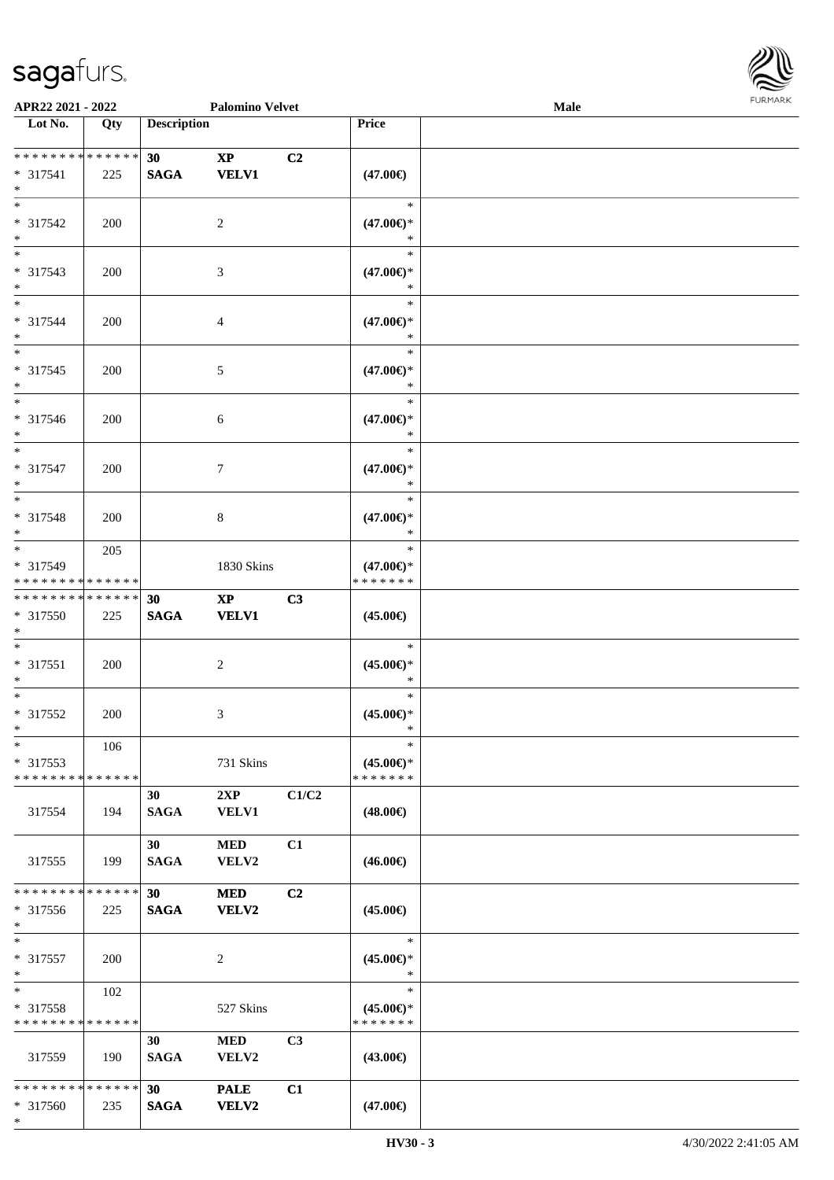APR22 2021 - 2022 | Palomino Velvet | Male

| Lot No. | Qty | Description | | | Price | |
|---|---|---|---|---|---|---|
| * * * * * * * * * * * * * * | | 30 | XP | C2 | | |
| * 317541 | 225 | SAGA | VELV1 | | (47.00€) | |
| * | | | | | | |
| * | | | | | * | |
| * 317542 | 200 | | 2 | | (47.00€)* | |
| * | | | | | * | |
| * | | | | | * | |
| * 317543 | 200 | | 3 | | (47.00€)* | |
| * | | | | | * | |
| * | | | | | * | |
| * 317544 | 200 | | 4 | | (47.00€)* | |
| * | | | | | * | |
| * | | | | | * | |
| * 317545 | 200 | | 5 | | (47.00€)* | |
| * | | | | | * | |
| * | | | | | * | |
| * 317546 | 200 | | 6 | | (47.00€)* | |
| * | | | | | * | |
| * | | | | | * | |
| * 317547 | 200 | | 7 | | (47.00€)* | |
| * | | | | | * | |
| * | | | | | * | |
| * 317548 | 200 | | 8 | | (47.00€)* | |
| * | | | | | * | |
| * | 205 | | | | * | |
| * 317549 | | | 1830 Skins | | (47.00€)* | |
| * * * * * * * * * * * * * * | | | | | * * * * * * * | |
| * * * * * * * * * * * * * * | | 30 | XP | C3 | | |
| * 317550 | 225 | SAGA | VELV1 | | (45.00€) | |
| * | | | | | | |
| * | | | | | * | |
| * 317551 | 200 | | 2 | | (45.00€)* | |
| * | | | | | * | |
| * | | | | | * | |
| * 317552 | 200 | | 3 | | (45.00€)* | |
| * | | | | | * | |
| * | 106 | | | | * | |
| * 317553 | | | 731 Skins | | (45.00€)* | |
| * * * * * * * * * * * * * * | | | | | * * * * * * * | |
| | | 30 | 2XP | C1/C2 | | |
| 317554 | 194 | SAGA | VELV1 | | (48.00€) | |
| | | 30 | MED | C1 | | |
| 317555 | 199 | SAGA | VELV2 | | (46.00€) | |
| * * * * * * * * * * * * * * | | 30 | MED | C2 | | |
| * 317556 | 225 | SAGA | VELV2 | | (45.00€) | |
| * | | | | | | |
| * | | | | | * | |
| * 317557 | 200 | | 2 | | (45.00€)* | |
| * | | | | | * | |
| * | 102 | | | | * | |
| * 317558 | | | 527 Skins | | (45.00€)* | |
| * * * * * * * * * * * * * * | | | | | * * * * * * * | |
| | | 30 | MED | C3 | | |
| 317559 | 190 | SAGA | VELV2 | | (43.00€) | |
| * * * * * * * * * * * * * * | | 30 | PALE | C1 | | |
| * 317560 | 235 | SAGA | VELV2 | | (47.00€) | |
| * | | | | | | |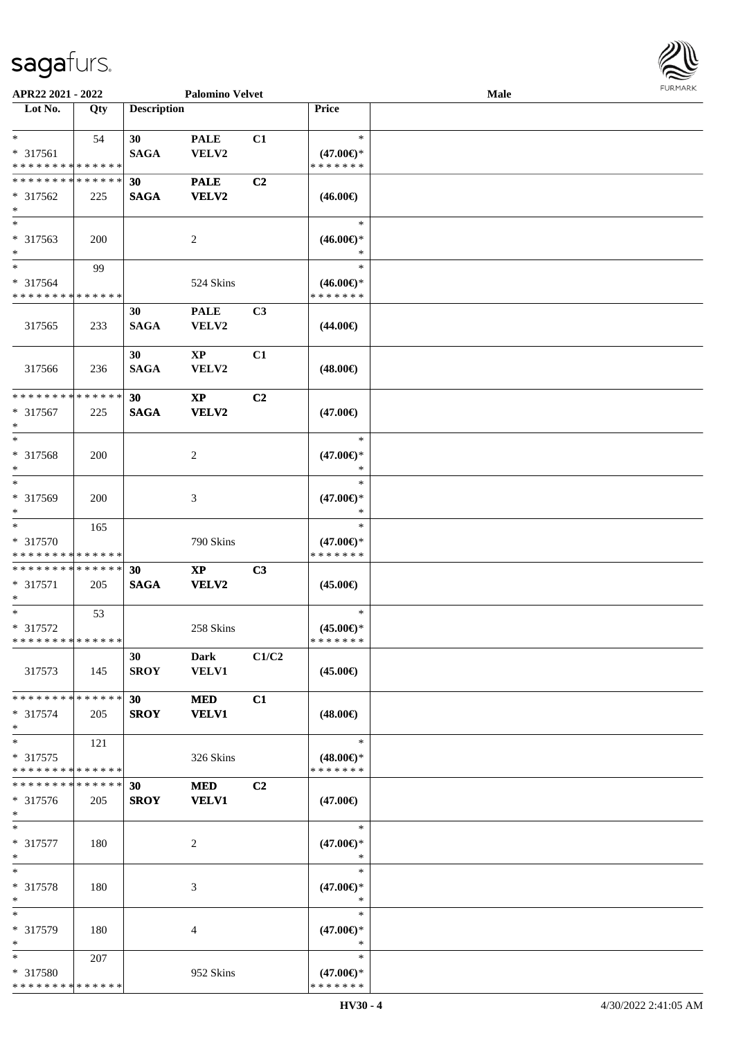APR22 2021 - 2022 | Palomino Velvet | Male

| Lot No. | Qty | Description | | | Price | |
|---|---|---|---|---|---|---|
| * <br> * 317561 <br> * * * * * * * * * * * * * * | 54 | 30 <br> SAGA | PALE <br> VELV2 | C1 | * <br> (47.00€)* <br> * * * * * * * | |
| * * * * * * * * * * * * * * <br> * 317562 <br> * | 225 | 30 <br> SAGA | PALE <br> VELV2 | C2 | (46.00€) | |
| * <br> * 317563 <br> * | 200 | | 2 | | * <br> (46.00€)* <br> * | |
| * <br> * 317564 <br> * * * * * * * * * * * * * * | 99 | | 524 Skins | | * <br> (46.00€)* <br> * * * * * * * | |
| 317565 | 233 | 30 <br> SAGA | PALE <br> VELV2 | C3 | (44.00€) | |
| 317566 | 236 | 30 <br> SAGA | XP <br> VELV2 | C1 | (48.00€) | |
| * * * * * * * * * * * * * * <br> * 317567 <br> * | 225 | 30 <br> SAGA | XP <br> VELV2 | C2 | (47.00€) | |
| * <br> * 317568 <br> * | 200 | | 2 | | * <br> (47.00€)* <br> * | |
| * <br> * 317569 <br> * | 200 | | 3 | | * <br> (47.00€)* <br> * | |
| * <br> * 317570 <br> * * * * * * * * * * * * * * | 165 | | 790 Skins | | * <br> (47.00€)* <br> * * * * * * * | |
| * * * * * * * * * * * * * * <br> * 317571 <br> * | 205 | 30 <br> SAGA | XP <br> VELV2 | C3 | (45.00€) | |
| * <br> * 317572 <br> * * * * * * * * * * * * * * | 53 | | 258 Skins | | * <br> (45.00€)* <br> * * * * * * * | |
| 317573 | 145 | 30 <br> SROY | Dark <br> VELV1 | C1/C2 | (45.00€) | |
| * * * * * * * * * * * * * * <br> * 317574 <br> * | 205 | 30 <br> SROY | MED <br> VELV1 | C1 | (48.00€) | |
| * <br> * 317575 <br> * * * * * * * * * * * * * * | 121 | | 326 Skins | | * <br> (48.00€)* <br> * * * * * * * | |
| * * * * * * * * * * * * * * <br> * 317576 <br> * | 205 | 30 <br> SROY | MED <br> VELV1 | C2 | (47.00€) | |
| * <br> * 317577 <br> * | 180 | | 2 | | * <br> (47.00€)* <br> * | |
| * <br> * 317578 <br> * | 180 | | 3 | | * <br> (47.00€)* <br> * | |
| * <br> * 317579 <br> * | 180 | | 4 | | * <br> (47.00€)* <br> * | |
| * <br> * 317580 <br> * * * * * * * * * * * * * * | 207 | | 952 Skins | | * <br> (47.00€)* <br> * * * * * * * | |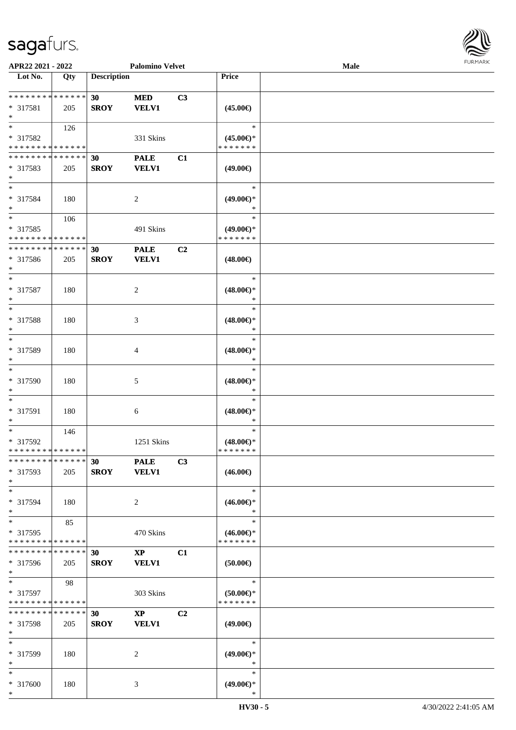| Lot No. | Qty | Description | | | Price |
|---|---|---|---|---|---|
| * * * * * * * * * * * * * * | | 30 | MED | C3 | |
| * 317581 | 205 | SROY | VELV1 | | (45.00€) |
| * | | | | | |
| * | 126 | | | | * |
| * 317582 | | | 331 Skins | | (45.00€)* |
| * * * * * * * * * * * * * * | | | | | * * * * * * * |
| * * * * * * * * * * * * * * | | 30 | PALE | C1 | |
| * 317583 | 205 | SROY | VELV1 | | (49.00€) |
| * | | | | | |
| * | | | | | * |
| * 317584 | 180 | | 2 | | (49.00€)* |
| * | | | | | * |
| * | 106 | | | | * |
| * 317585 | | | 491 Skins | | (49.00€)* |
| * * * * * * * * * * * * * * | | | | | * * * * * * * |
| * * * * * * * * * * * * * * | | 30 | PALE | C2 | |
| * 317586 | 205 | SROY | VELV1 | | (48.00€) |
| * | | | | | |
| * | | | | | * |
| * 317587 | 180 | | 2 | | (48.00€)* |
| * | | | | | * |
| * | | | | | * |
| * 317588 | 180 | | 3 | | (48.00€)* |
| * | | | | | * |
| * | | | | | * |
| * 317589 | 180 | | 4 | | (48.00€)* |
| * | | | | | * |
| * | | | | | * |
| * 317590 | 180 | | 5 | | (48.00€)* |
| * | | | | | * |
| * | | | | | * |
| * 317591 | 180 | | 6 | | (48.00€)* |
| * | | | | | * |
| * | 146 | | | | * |
| * 317592 | | | 1251 Skins | | (48.00€)* |
| * * * * * * * * * * * * * * | | | | | * * * * * * * |
| * * * * * * * * * * * * * * | | 30 | PALE | C3 | |
| * 317593 | 205 | SROY | VELV1 | | (46.00€) |
| * | | | | | |
| * | | | | | * |
| * 317594 | 180 | | 2 | | (46.00€)* |
| * | | | | | * |
| * | 85 | | | | * |
| * 317595 | | | 470 Skins | | (46.00€)* |
| * * * * * * * * * * * * * * | | | | | * * * * * * * |
| * * * * * * * * * * * * * * | | 30 | XP | C1 | |
| * 317596 | 205 | SROY | VELV1 | | (50.00€) |
| * | | | | | |
| * | 98 | | | | * |
| * 317597 | | | 303 Skins | | (50.00€)* |
| * * * * * * * * * * * * * * | | | | | * * * * * * * |
| * * * * * * * * * * * * * * | | 30 | XP | C2 | |
| * 317598 | 205 | SROY | VELV1 | | (49.00€) |
| * | | | | | |
| * | | | | | * |
| * 317599 | 180 | | 2 | | (49.00€)* |
| * | | | | | * |
| * | | | | | * |
| * 317600 | 180 | | 3 | | (49.00€)* |
| * | | | | | * |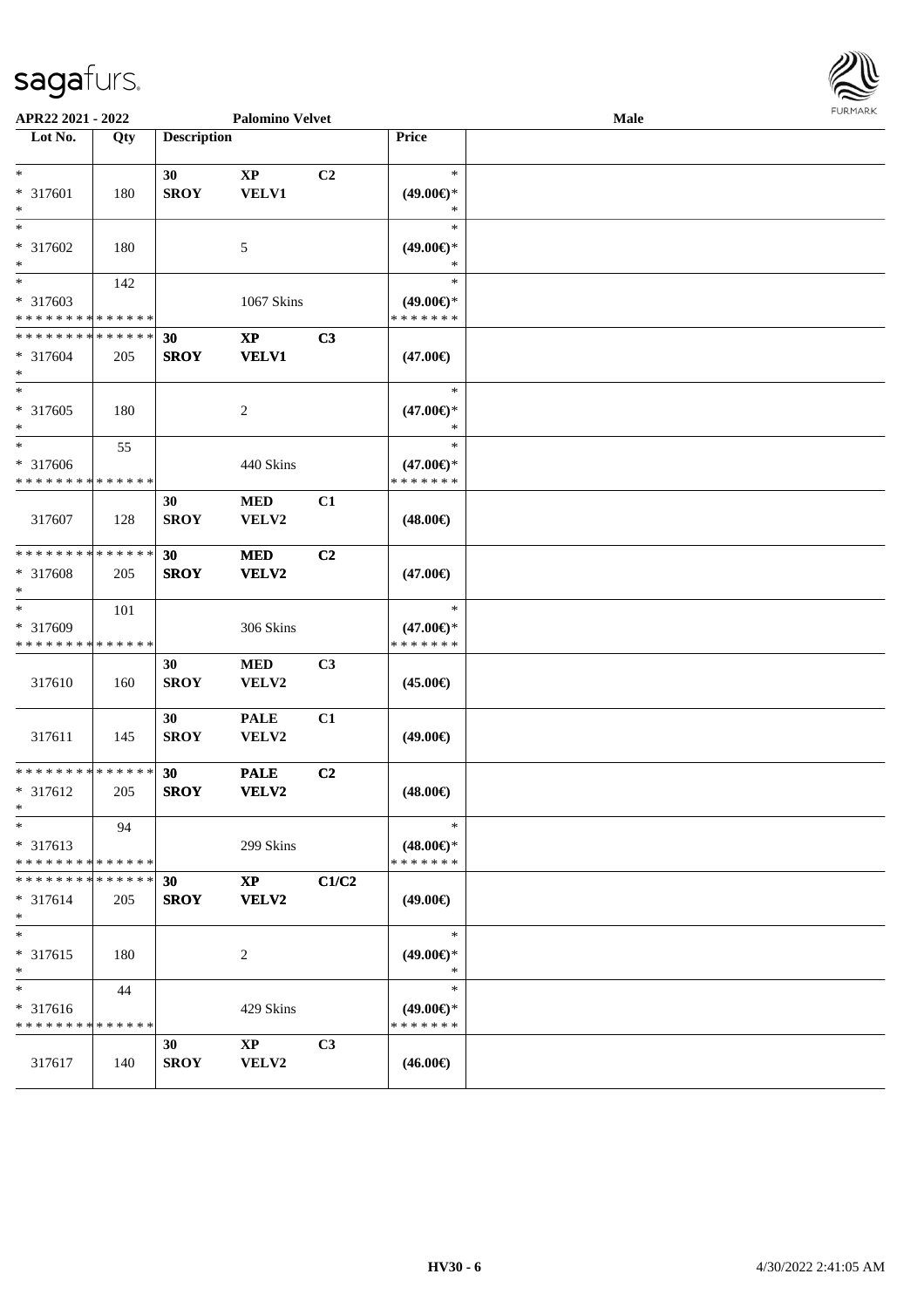APR22 2021 - 2022 &nbsp;&nbsp;&nbsp;&nbsp; Palomino Velvet &nbsp;&nbsp;&nbsp;&nbsp; Male

| Lot No. | Qty | Description | | | Price | |
|---|---|---|---|---|---|---|
| * <br> * 317601 <br> * | 180 | 30 <br> SROY | XP <br> VELV1 | C2 | * <br> (49.00€)* <br> * | |
| * <br> * 317602 <br> * | 180 | | 5 | | * <br> (49.00€)* <br> * | |
| * <br> * 317603 <br> * * * * * * * * * * * * * * | 142 | | 1067 Skins | | * <br> (49.00€)* <br> * * * * * * * | |
| * * * * * * * * * * * * * * <br> * 317604 <br> * | 205 | 30 <br> SROY | XP <br> VELV1 | C3 | (47.00€) | |
| * <br> * 317605 <br> * | 180 | | 2 | | * <br> (47.00€)* <br> * | |
| * <br> * 317606 <br> * * * * * * * * * * * * * * | 55 | | 440 Skins | | * <br> (47.00€)* <br> * * * * * * * | |
| 317607 | 128 | 30 <br> SROY | MED <br> VELV2 | C1 | (48.00€) | |
| * * * * * * * * * * * * * * <br> * 317608 <br> * | 205 | 30 <br> SROY | MED <br> VELV2 | C2 | (47.00€) | |
| * <br> * 317609 <br> * * * * * * * * * * * * * * | 101 | | 306 Skins | | * <br> (47.00€)* <br> * * * * * * * | |
| 317610 | 160 | 30 <br> SROY | MED <br> VELV2 | C3 | (45.00€) | |
| 317611 | 145 | 30 <br> SROY | PALE <br> VELV2 | C1 | (49.00€) | |
| * * * * * * * * * * * * * * <br> * 317612 <br> * | 205 | 30 <br> SROY | PALE <br> VELV2 | C2 | (48.00€) | |
| * <br> * 317613 <br> * * * * * * * * * * * * * * | 94 | | 299 Skins | | * <br> (48.00€)* <br> * * * * * * * | |
| * * * * * * * * * * * * * * <br> * 317614 <br> * | 205 | 30 <br> SROY | XP <br> VELV2 | C1/C2 | (49.00€) | |
| * <br> * 317615 <br> * | 180 | | 2 | | * <br> (49.00€)* <br> * | |
| * <br> * 317616 <br> * * * * * * * * * * * * * * | 44 | | 429 Skins | | * <br> (49.00€)* <br> * * * * * * * | |
| 317617 | 140 | 30 <br> SROY | XP <br> VELV2 | C3 | (46.00€) | |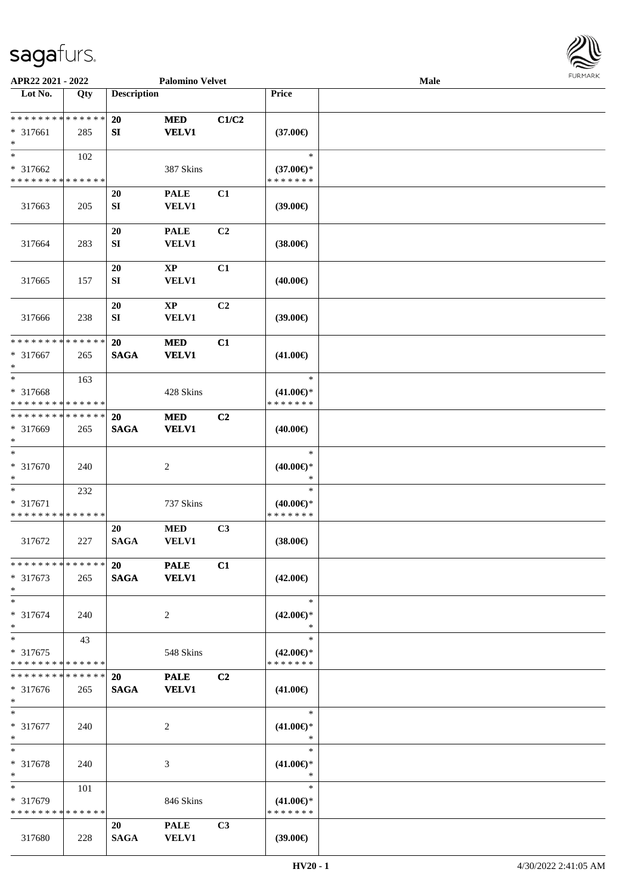APR22 2021 - 2022 | Palomino Velvet | Male

| Lot No. | Qty | Description | | | Price | |
|---|---|---|---|---|---|---|
| * * * * * * * * * * * * * * | | 20 | MED | C1/C2 | | |
| * 317661 | 285 | SI | VELV1 | | (37.00€) | |
| * | | | | | | |
| * | 102 | | | | * | |
| * 317662 | | | 387 Skins | | (37.00€)* | |
| * * * * * * * * * * * * * * | | | | | * * * * * * * | |
| | | 20 | PALE | C1 | | |
| 317663 | 205 | SI | VELV1 | | (39.00€) | |
| | | 20 | PALE | C2 | | |
| 317664 | 283 | SI | VELV1 | | (38.00€) | |
| | | 20 | XP | C1 | | |
| 317665 | 157 | SI | VELV1 | | (40.00€) | |
| | | 20 | XP | C2 | | |
| 317666 | 238 | SI | VELV1 | | (39.00€) | |
| * * * * * * * * * * * * * * | | 20 | MED | C1 | | |
| * 317667 | 265 | SAGA | VELV1 | | (41.00€) | |
| * | | | | | | |
| * | 163 | | | | * | |
| * 317668 | | | 428 Skins | | (41.00€)* | |
| * * * * * * * * * * * * * * | | | | | * * * * * * * | |
| * * * * * * * * * * * * * * | | 20 | MED | C2 | | |
| * 317669 | 265 | SAGA | VELV1 | | (40.00€) | |
| * | | | | | | |
| * | | | | | * | |
| * 317670 | 240 | | 2 | | (40.00€)* | |
| * | | | | | * | |
| * | 232 | | | | * | |
| * 317671 | | | 737 Skins | | (40.00€)* | |
| * * * * * * * * * * * * * * | | | | | * * * * * * * | |
| | | 20 | MED | C3 | | |
| 317672 | 227 | SAGA | VELV1 | | (38.00€) | |
| * * * * * * * * * * * * * * | | 20 | PALE | C1 | | |
| * 317673 | 265 | SAGA | VELV1 | | (42.00€) | |
| * | | | | | | |
| * | | | | | * | |
| * 317674 | 240 | | 2 | | (42.00€)* | |
| * | | | | | * | |
| * | 43 | | | | * | |
| * 317675 | | | 548 Skins | | (42.00€)* | |
| * * * * * * * * * * * * * * | | | | | * * * * * * * | |
| * * * * * * * * * * * * * * | | 20 | PALE | C2 | | |
| * 317676 | 265 | SAGA | VELV1 | | (41.00€) | |
| * | | | | | | |
| * | | | | | * | |
| * 317677 | 240 | | 2 | | (41.00€)* | |
| * | | | | | * | |
| * | | | | | * | |
| * 317678 | 240 | | 3 | | (41.00€)* | |
| * | | | | | * | |
| * | 101 | | | | * | |
| * 317679 | | | 846 Skins | | (41.00€)* | |
| * * * * * * * * * * * * * * | | | | | * * * * * * * | |
| | | 20 | PALE | C3 | | |
| 317680 | 228 | SAGA | VELV1 | | (39.00€) | |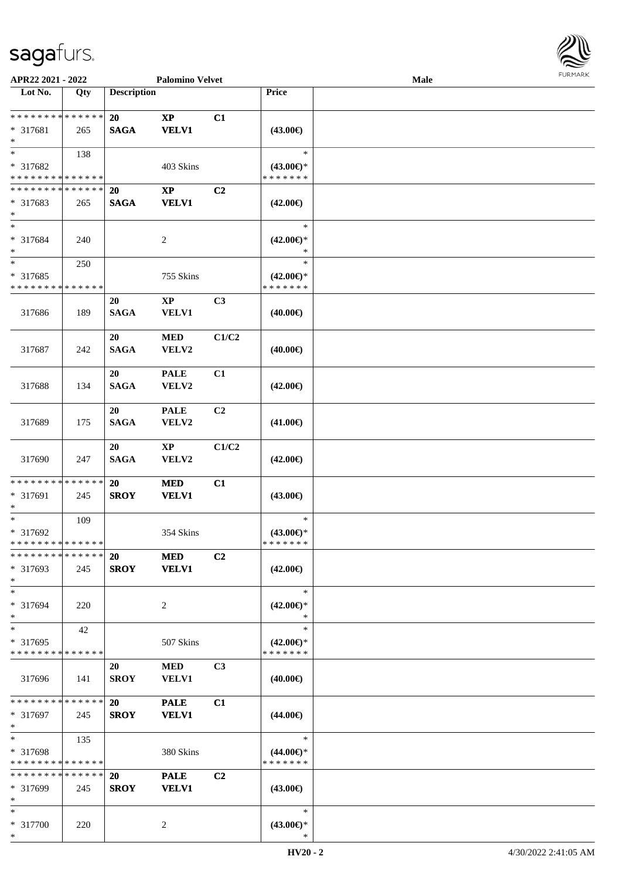APR22 2021 - 2022 Palomino Velvet Male

| Lot No. | Qty | Description | | | Price | |
|---|---|---|---|---|---|---|
| * * * * * * * * * * * * * * | | 20 | XP | C1 | | |
| * 317681 | 265 | SAGA | VELV1 | | (43.00€) | |
| * | | | | | | |
| * | 138 | | | | * | |
| * 317682 | | | 403 Skins | | (43.00€)* | |
| * * * * * * * * * * * * * * | | | | | * * * * * * * | |
| * * * * * * * * * * * * * * | | 20 | XP | C2 | | |
| * 317683 | 265 | SAGA | VELV1 | | (42.00€) | |
| * | | | | | | |
| * | | | | | * | |
| * 317684 | 240 | | 2 | | (42.00€)* | |
| * | | | | | * | |
| * | 250 | | | | * | |
| * 317685 | | | 755 Skins | | (42.00€)* | |
| * * * * * * * * * * * * * * | | | | | * * * * * * * | |
| | | 20 | XP | C3 | | |
| 317686 | 189 | SAGA | VELV1 | | (40.00€) | |
| | | 20 | MED | C1/C2 | | |
| 317687 | 242 | SAGA | VELV2 | | (40.00€) | |
| | | 20 | PALE | C1 | | |
| 317688 | 134 | SAGA | VELV2 | | (42.00€) | |
| | | 20 | PALE | C2 | | |
| 317689 | 175 | SAGA | VELV2 | | (41.00€) | |
| | | 20 | XP | C1/C2 | | |
| 317690 | 247 | SAGA | VELV2 | | (42.00€) | |
| * * * * * * * * * * * * * * | | 20 | MED | C1 | | |
| * 317691 | 245 | SROY | VELV1 | | (43.00€) | |
| * | | | | | | |
| * | 109 | | | | * | |
| * 317692 | | | 354 Skins | | (43.00€)* | |
| * * * * * * * * * * * * * * | | | | | * * * * * * * | |
| * * * * * * * * * * * * * * | | 20 | MED | C2 | | |
| * 317693 | 245 | SROY | VELV1 | | (42.00€) | |
| * | | | | | | |
| * | | | | | * | |
| * 317694 | 220 | | 2 | | (42.00€)* | |
| * | | | | | * | |
| * | 42 | | | | * | |
| * 317695 | | | 507 Skins | | (42.00€)* | |
| * * * * * * * * * * * * * * | | | | | * * * * * * * | |
| | | 20 | MED | C3 | | |
| 317696 | 141 | SROY | VELV1 | | (40.00€) | |
| * * * * * * * * * * * * * * | | 20 | PALE | C1 | | |
| * 317697 | 245 | SROY | VELV1 | | (44.00€) | |
| * | | | | | | |
| * | 135 | | | | * | |
| * 317698 | | | 380 Skins | | (44.00€)* | |
| * * * * * * * * * * * * * * | | | | | * * * * * * * | |
| * * * * * * * * * * * * * * | | 20 | PALE | C2 | | |
| * 317699 | 245 | SROY | VELV1 | | (43.00€) | |
| * | | | | | | |
| * | | | | | * | |
| * 317700 | 220 | | 2 | | (43.00€)* | |
| * | | | | | * | |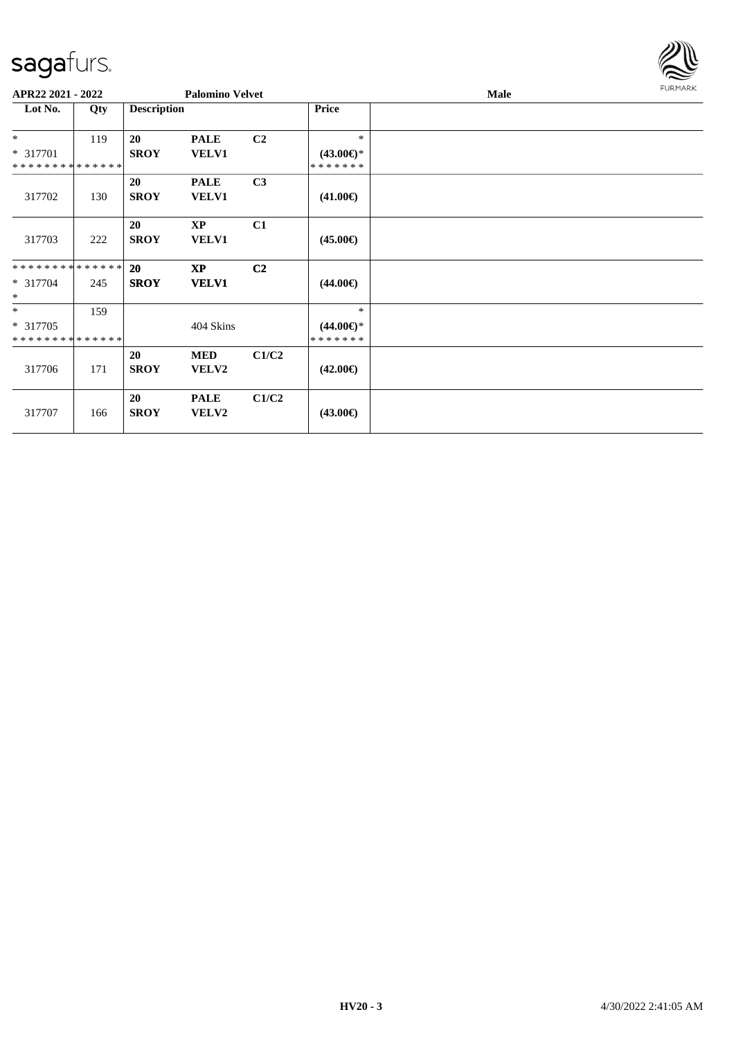**APR22 2021 - 2022** | **Palomino Velvet** | **Male**

| Lot No. | Qty | Description | | | Price | |
|---|---|---|---|---|---|---|
| * <br> * 317701 <br> * * * * * * * * * * * * * * | 119 | **20** <br> **SROY** | **PALE** <br> **VELV1** | **C2** | * <br> **(43.00€)*** <br> * * * * * * * | |
| 317702 | 130 | **20** <br> **SROY** | **PALE** <br> **VELV1** | **C3** | **(41.00€)** | |
| 317703 | 222 | **20** <br> **SROY** | **XP** <br> **VELV1** | **C1** | **(45.00€)** | |
| * * * * * * * * * * * * * * <br> * 317704 <br> * | 245 | **20** <br> **SROY** | **XP** <br> **VELV1** | **C2** | **(44.00€)** | |
| * <br> * 317705 <br> * * * * * * * * * * * * * * | 159 | | 404 Skins | | * <br> **(44.00€)*** <br> * * * * * * * | |
| 317706 | 171 | **20** <br> **SROY** | **MED** <br> **VELV2** | **C1/C2** | **(42.00€)** | |
| 317707 | 166 | **20** <br> **SROY** | **PALE** <br> **VELV2** | **C1/C2** | **(43.00€)** | |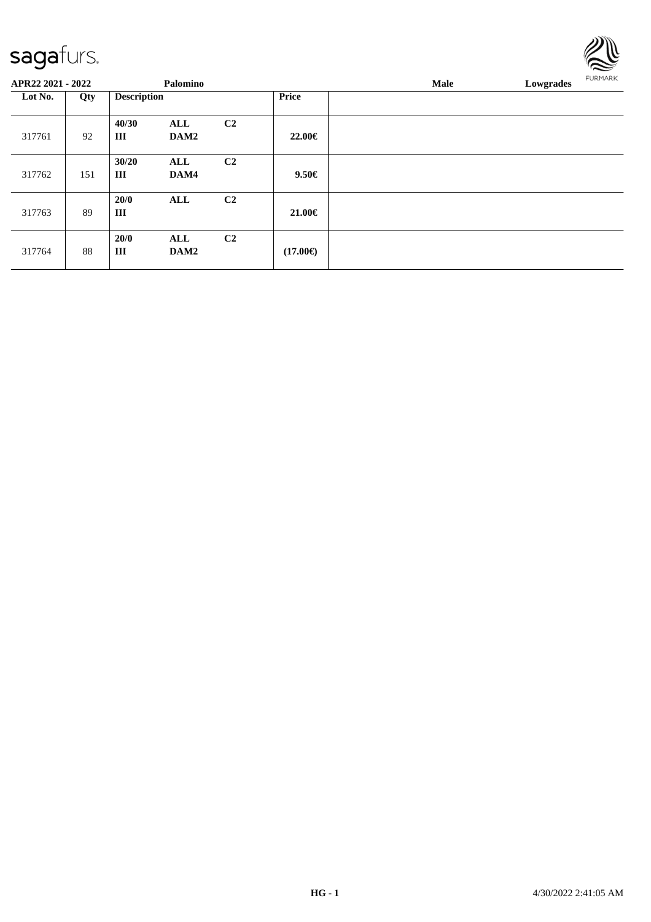| APR22 2021 - 2022 | | Palomino | | | | Male | Lowgrades |
|---|---|---|---|---|---|---|---|
| Lot No. | Qty | Description | | | Price | | |
| 317761 | 92 | 40/30<br>III | ALL<br>DAM2 | C2 | 22.00€ | | |
| 317762 | 151 | 30/20<br>III | ALL<br>DAM4 | C2 | 9.50€ | | |
| 317763 | 89 | 20/0<br>III | ALL | C2 | 21.00€ | | |
| 317764 | 88 | 20/0<br>III | ALL<br>DAM2 | C2 | (17.00€) | | |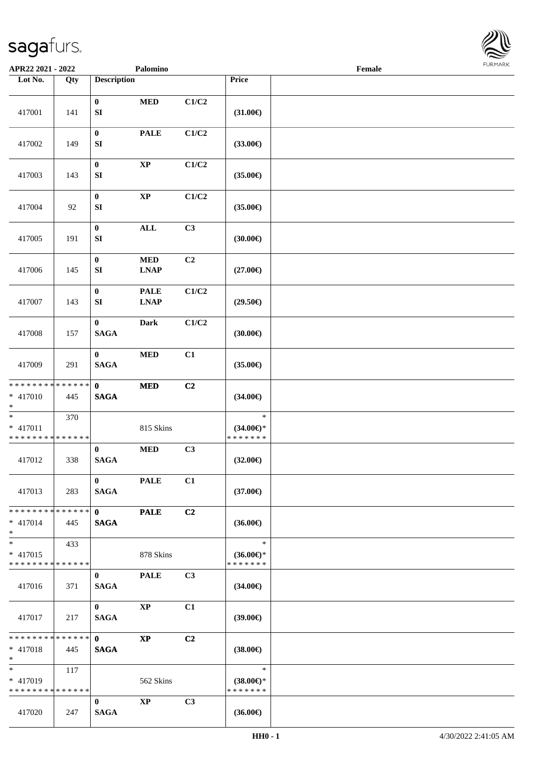APR22 2021 - 2022 Palomino Female

| Lot No. | Qty | Description | | | Price | |
|---|---|---|---|---|---|---|
| 417001 | 141 | 0<br>SI | MED | C1/C2 | (31.00€) | |
| 417002 | 149 | 0<br>SI | PALE | C1/C2 | (33.00€) | |
| 417003 | 143 | 0<br>SI | XP | C1/C2 | (35.00€) | |
| 417004 | 92 | 0<br>SI | XP | C1/C2 | (35.00€) | |
| 417005 | 191 | 0<br>SI | ALL | C3 | (30.00€) | |
| 417006 | 145 | 0<br>SI | MED<br>LNAP | C2 | (27.00€) | |
| 417007 | 143 | 0<br>SI | PALE<br>LNAP | C1/C2 | (29.50€) | |
| 417008 | 157 | 0<br>SAGA | Dark | C1/C2 | (30.00€) | |
| 417009 | 291 | 0<br>SAGA | MED | C1 | (35.00€) | |
| * * * * * * * * * * * * * *<br>* 417010<br>* | 445 | 0<br>SAGA | MED | C2 | (34.00€) | |
| *<br>* 417011<br>* * * * * * * * * * * * * * | 370 | | 815 Skins | | *<br>(34.00€)*<br>* * * * * * * | |
| 417012 | 338 | 0<br>SAGA | MED | C3 | (32.00€) | |
| 417013 | 283 | 0<br>SAGA | PALE | C1 | (37.00€) | |
| * * * * * * * * * * * * * *<br>* 417014<br>* | 445 | 0<br>SAGA | PALE | C2 | (36.00€) | |
| *<br>* 417015<br>* * * * * * * * * * * * * * | 433 | | 878 Skins | | *<br>(36.00€)*<br>* * * * * * * | |
| 417016 | 371 | 0<br>SAGA | PALE | C3 | (34.00€) | |
| 417017 | 217 | 0<br>SAGA | XP | C1 | (39.00€) | |
| * * * * * * * * * * * * * *<br>* 417018<br>* | 445 | 0<br>SAGA | XP | C2 | (38.00€) | |
| *<br>* 417019<br>* * * * * * * * * * * * * * | 117 | | 562 Skins | | *<br>(38.00€)*<br>* * * * * * * | |
| 417020 | 247 | 0<br>SAGA | XP | C3 | (36.00€) | |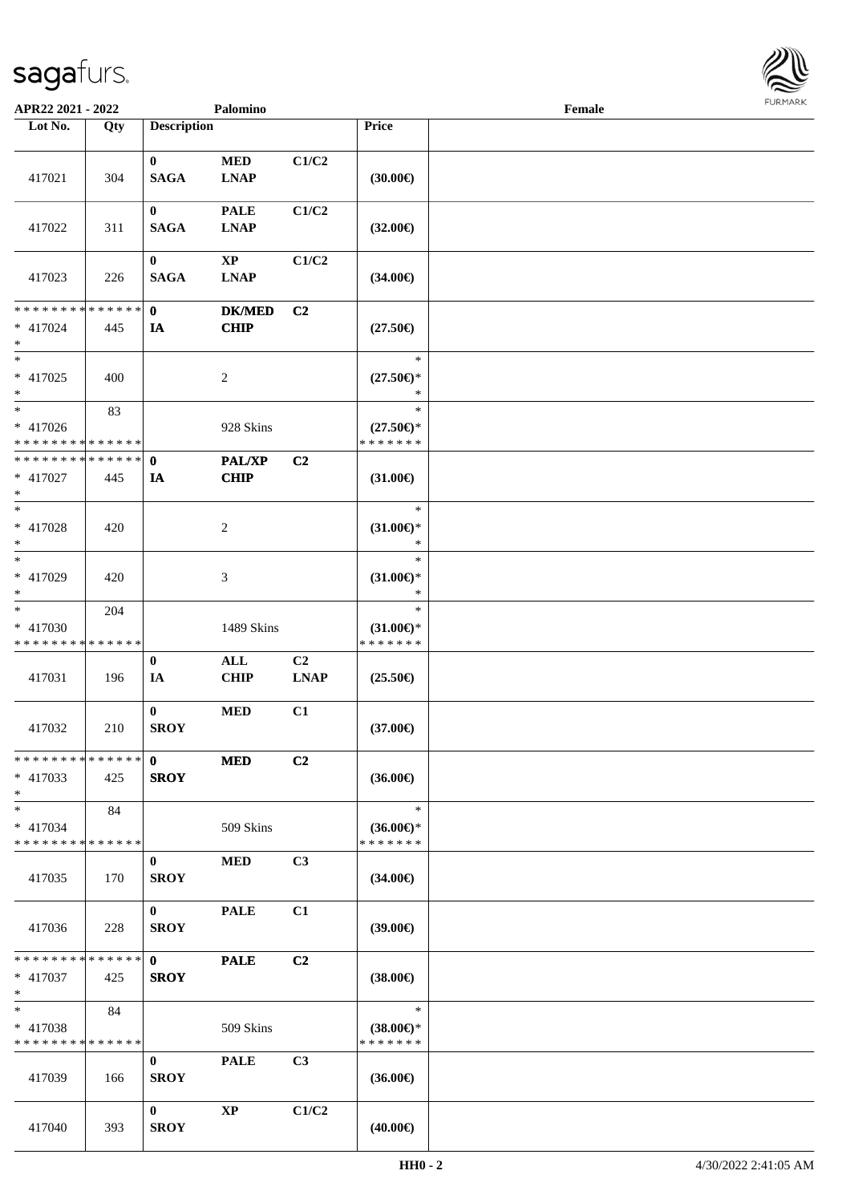| Lot No. | Qty | Description | | | Price | |
|---|---|---|---|---|---|---|
| 417021 | 304 | 0 SAGA | MED LNAP | C1/C2 | (30.00€) | |
| 417022 | 311 | 0 SAGA | PALE LNAP | C1/C2 | (32.00€) | |
| 417023 | 226 | 0 SAGA | XP LNAP | C1/C2 | (34.00€) | |
| * * * * * * * * * * * * * * <br>* 417024<br>* | 445 | 0 IA | DK/MED CHIP | C2 | (27.50€) | |
| * <br>* 417025<br>* | 400 | | 2 | | *<br>(27.50€)*<br>* | |
| * <br>* 417026<br>* * * * * * * * * * * * * * | 83 | | 928 Skins | | *<br>(27.50€)*<br>* * * * * * * | |
| * * * * * * * * * * * * * * <br>* 417027<br>* | 445 | 0 IA | PAL/XP CHIP | C2 | (31.00€) | |
| * <br>* 417028<br>* | 420 | | 2 | | *<br>(31.00€)*<br>* | |
| * <br>* 417029<br>* | 420 | | 3 | | *<br>(31.00€)*<br>* | |
| * <br>* 417030<br>* * * * * * * * * * * * * * | 204 | | 1489 Skins | | *<br>(31.00€)*<br>* * * * * * * | |
| 417031 | 196 | 0 IA | ALL CHIP | C2 LNAP | (25.50€) | |
| 417032 | 210 | 0 SROY | MED | C1 | (37.00€) | |
| * * * * * * * * * * * * * * <br>* 417033<br>* | 425 | 0 SROY | MED | C2 | (36.00€) | |
| * <br>* 417034<br>* * * * * * * * * * * * * * | 84 | | 509 Skins | | *<br>(36.00€)*<br>* * * * * * * | |
| 417035 | 170 | 0 SROY | MED | C3 | (34.00€) | |
| 417036 | 228 | 0 SROY | PALE | C1 | (39.00€) | |
| * * * * * * * * * * * * * * <br>* 417037<br>* | 425 | 0 SROY | PALE | C2 | (38.00€) | |
| * <br>* 417038<br>* * * * * * * * * * * * * * | 84 | | 509 Skins | | *<br>(38.00€)*<br>* * * * * * * | |
| 417039 | 166 | 0 SROY | PALE | C3 | (36.00€) | |
| 417040 | 393 | 0 SROY | XP | C1/C2 | (40.00€) | |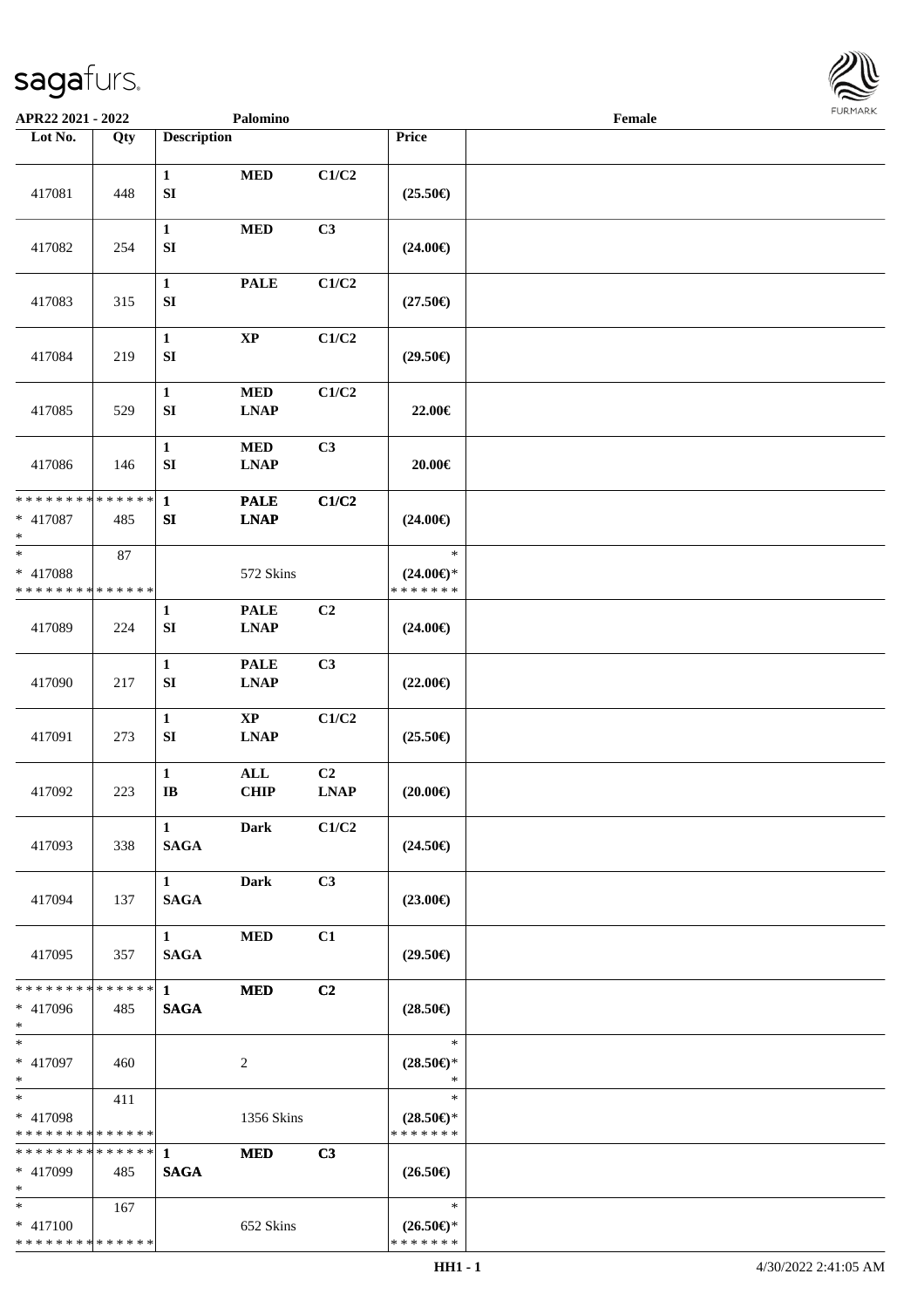APR22 2021 - 2022 | Palomino | Female

| Lot No. | Qty | Description | | | Price | |
|---|---|---|---|---|---|---|
| 417081 | 448 | 1 SI | MED | C1/C2 | (25.50€) | |
| 417082 | 254 | 1 SI | MED | C3 | (24.00€) | |
| 417083 | 315 | 1 SI | PALE | C1/C2 | (27.50€) | |
| 417084 | 219 | 1 SI | XP | C1/C2 | (29.50€) | |
| 417085 | 529 | 1 SI | MED LNAP | C1/C2 | 22.00€ | |
| 417086 | 146 | 1 SI | MED LNAP | C3 | 20.00€ | |
| * * * * * * * * * * * * * * <br>* 417087<br>* | 485 | 1 SI | PALE LNAP | C1/C2 | (24.00€) | |
| * <br>* 417088<br>* * * * * * * * * * * * * * | 87 | | 572 Skins | | *<br>(24.00€)*<br>* * * * * * * | |
| 417089 | 224 | 1 SI | PALE LNAP | C2 | (24.00€) | |
| 417090 | 217 | 1 SI | PALE LNAP | C3 | (22.00€) | |
| 417091 | 273 | 1 SI | XP LNAP | C1/C2 | (25.50€) | |
| 417092 | 223 | 1 IB | ALL CHIP | C2 LNAP | (20.00€) | |
| 417093 | 338 | 1 SAGA | Dark | C1/C2 | (24.50€) | |
| 417094 | 137 | 1 SAGA | Dark | C3 | (23.00€) | |
| 417095 | 357 | 1 SAGA | MED | C1 | (29.50€) | |
| * * * * * * * * * * * * * * <br>* 417096<br>* | 485 | 1 SAGA | MED | C2 | (28.50€) | |
| * <br>* 417097<br>* | 460 | | 2 | | *<br>(28.50€)*<br>* | |
| * <br>* 417098<br>* * * * * * * * * * * * * * | 411 | | 1356 Skins | | *<br>(28.50€)*<br>* * * * * * * | |
| * * * * * * * * * * * * * * <br>* 417099<br>* | 485 | 1 SAGA | MED | C3 | (26.50€) | |
| * <br>* 417100<br>* * * * * * * * * * * * * * | 167 | | 652 Skins | | *<br>(26.50€)*<br>* * * * * * * | |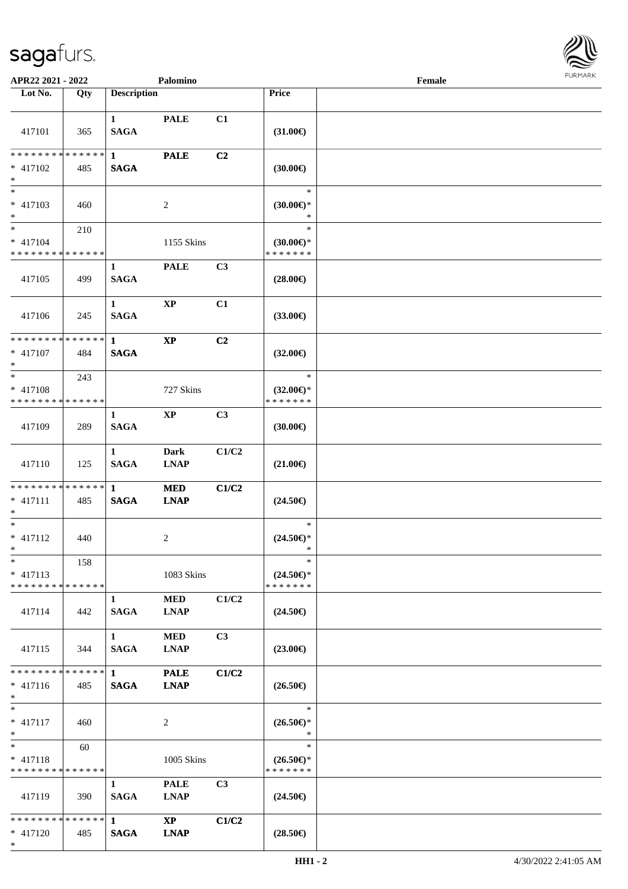APR22 2021 - 2022 | Palomino | Female

| Lot No. | Qty | Description | | | Price | |
|---|---|---|---|---|---|---|
| 417101 | 365 | 1 SAGA | PALE | C1 | (31.00€) | |
| * * * * * * * * * * * * * * * 417102 * | 485 | 1 SAGA | PALE | C2 | (30.00€) | |
| * * 417103 * | 460 | | 2 | | * (30.00€)* * | |
| * * 417104 * * * * * * * * * * * * * * | 210 | | 1155 Skins | | * (30.00€)* * * * * * * * | |
| 417105 | 499 | 1 SAGA | PALE | C3 | (28.00€) | |
| 417106 | 245 | 1 SAGA | XP | C1 | (33.00€) | |
| * * * * * * * * * * * * * * * 417107 * | 484 | 1 SAGA | XP | C2 | (32.00€) | |
| * * 417108 * * * * * * * * * * * * * * | 243 | | 727 Skins | | * (32.00€)* * * * * * * * | |
| 417109 | 289 | 1 SAGA | XP | C3 | (30.00€) | |
| 417110 | 125 | 1 SAGA | Dark LNAP | C1/C2 | (21.00€) | |
| * * * * * * * * * * * * * * * 417111 * | 485 | 1 SAGA | MED LNAP | C1/C2 | (24.50€) | |
| * * 417112 * | 440 | | 2 | | * (24.50€)* * | |
| * * 417113 * * * * * * * * * * * * * * | 158 | | 1083 Skins | | * (24.50€)* * * * * * * * | |
| 417114 | 442 | 1 SAGA | MED LNAP | C1/C2 | (24.50€) | |
| 417115 | 344 | 1 SAGA | MED LNAP | C3 | (23.00€) | |
| * * * * * * * * * * * * * * * 417116 * | 485 | 1 SAGA | PALE LNAP | C1/C2 | (26.50€) | |
| * * 417117 * | 460 | | 2 | | * (26.50€)* * | |
| * * 417118 * * * * * * * * * * * * * * | 60 | | 1005 Skins | | * (26.50€)* * * * * * * * | |
| 417119 | 390 | 1 SAGA | PALE LNAP | C3 | (24.50€) | |
| * * * * * * * * * * * * * * * 417120 * | 485 | 1 SAGA | XP LNAP | C1/C2 | (28.50€) | |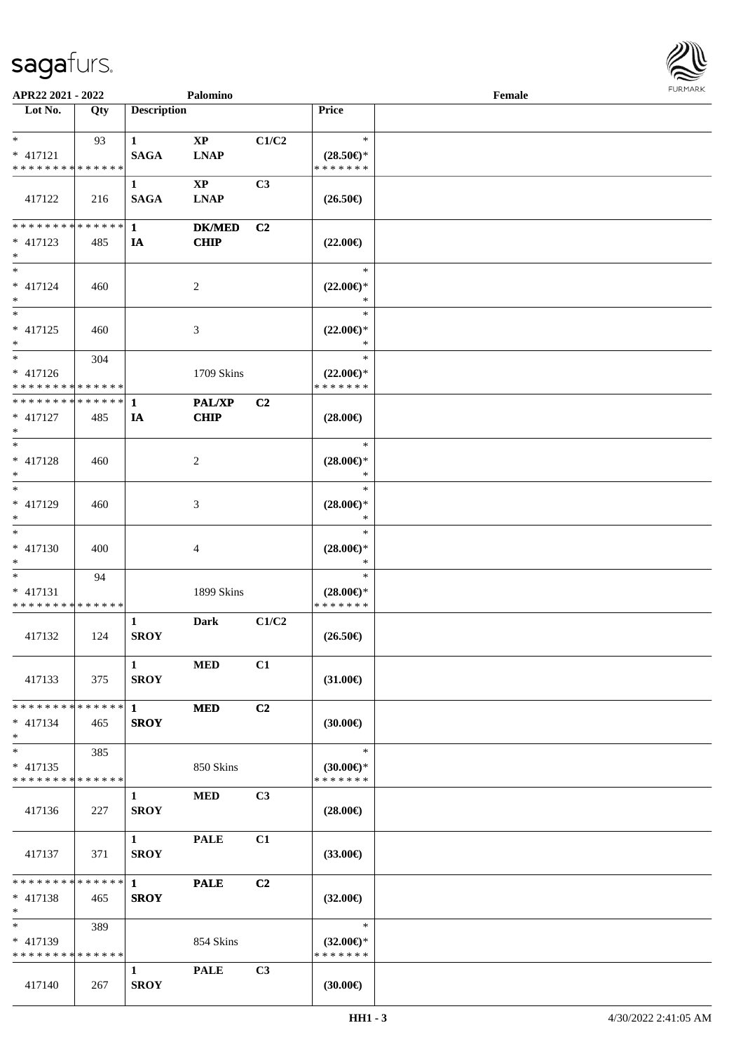APR22 2021 - 2022 Palomino Female

| Lot No. | Qty | Description | | | Price | |
|---|---|---|---|---|---|---|
| * <br> * 417121 <br> * * * * * * * * * * * * * * | 93 | 1 <br> SAGA | XP <br> LNAP | C1/C2 | * <br> (28.50€)* <br> * * * * * * * | |
| 417122 | 216 | 1 <br> SAGA | XP <br> LNAP | C3 | (26.50€) | |
| * * * * * * * * * * * * * * <br> * 417123 <br> * | 485 | 1 <br> IA | DK/MED <br> CHIP | C2 | (22.00€) | |
| * <br> * 417124 <br> * | 460 | | 2 | | * <br> (22.00€)* <br> * | |
| * <br> * 417125 <br> * | 460 | | 3 | | * <br> (22.00€)* <br> * | |
| * <br> * 417126 <br> * * * * * * * * * * * * * * | 304 | | 1709 Skins | | * <br> (22.00€)* <br> * * * * * * * | |
| * * * * * * * * * * * * * * <br> * 417127 <br> * | 485 | 1 <br> IA | PAL/XP <br> CHIP | C2 | (28.00€) | |
| * <br> * 417128 <br> * | 460 | | 2 | | * <br> (28.00€)* <br> * | |
| * <br> * 417129 <br> * | 460 | | 3 | | * <br> (28.00€)* <br> * | |
| * <br> * 417130 <br> * | 400 | | 4 | | * <br> (28.00€)* <br> * | |
| * <br> * 417131 <br> * * * * * * * * * * * * * * | 94 | | 1899 Skins | | * <br> (28.00€)* <br> * * * * * * * | |
| 417132 | 124 | 1 <br> SROY | Dark | C1/C2 | (26.50€) | |
| 417133 | 375 | 1 <br> SROY | MED | C1 | (31.00€) | |
| * * * * * * * * * * * * * * <br> * 417134 <br> * | 465 | 1 <br> SROY | MED | C2 | (30.00€) | |
| * <br> * 417135 <br> * * * * * * * * * * * * * * | 385 | | 850 Skins | | * <br> (30.00€)* <br> * * * * * * * | |
| 417136 | 227 | 1 <br> SROY | MED | C3 | (28.00€) | |
| 417137 | 371 | 1 <br> SROY | PALE | C1 | (33.00€) | |
| * * * * * * * * * * * * * * <br> * 417138 <br> * | 465 | 1 <br> SROY | PALE | C2 | (32.00€) | |
| * <br> * 417139 <br> * * * * * * * * * * * * * * | 389 | | 854 Skins | | * <br> (32.00€)* <br> * * * * * * * | |
| 417140 | 267 | 1 <br> SROY | PALE | C3 | (30.00€) | |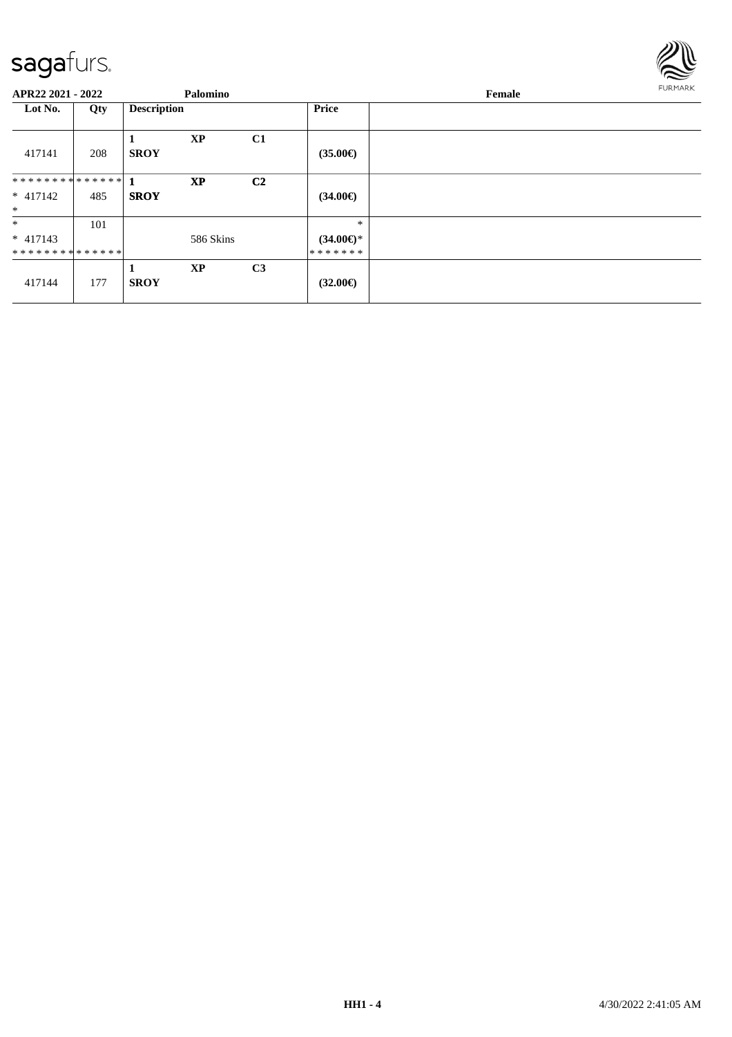APR22 2021 - 2022 Palomino Female

| Lot No. | Qty | Description | | | Price | |
|---|---|---|---|---|---|---|
| 417141 | 208 | 1 **SROY** | **XP** | **C1** | **(35.00€)** | |
| ************** * 417142 * | 485 | 1 **SROY** | **XP** | **C2** | **(34.00€)** | |
| * * 417143 ************** | 101 | | 586 Skins | | * **(34.00€)*** ******* | |
| 417144 | 177 | 1 **SROY** | **XP** | **C3** | **(32.00€)** | |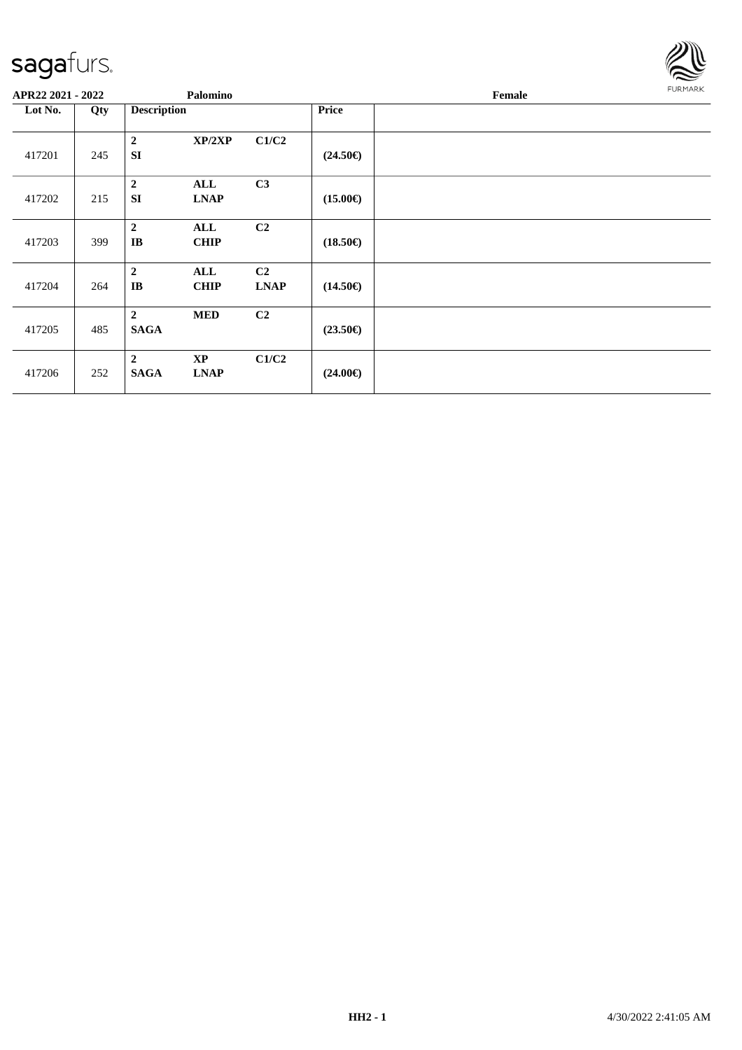**APR22 2021 - 2022** **Palomino** **Female**

| Lot No. | Qty | Description | | | Price | |
|---|---|---|---|---|---|---|
| 417201 | 245 | **2** **SI** | **XP/2XP** | **C1/C2** | **(24.50€)** | |
| 417202 | 215 | **2** **SI** | **ALL** **LNAP** | **C3** | **(15.00€)** | |
| 417203 | 399 | **2** **IB** | **ALL** **CHIP** | **C2** | **(18.50€)** | |
| 417204 | 264 | **2** **IB** | **ALL** **CHIP** | **C2** **LNAP** | **(14.50€)** | |
| 417205 | 485 | **2** **SAGA** | **MED** | **C2** | **(23.50€)** | |
| 417206 | 252 | **2** **SAGA** | **XP** **LNAP** | **C1/C2** | **(24.00€)** | |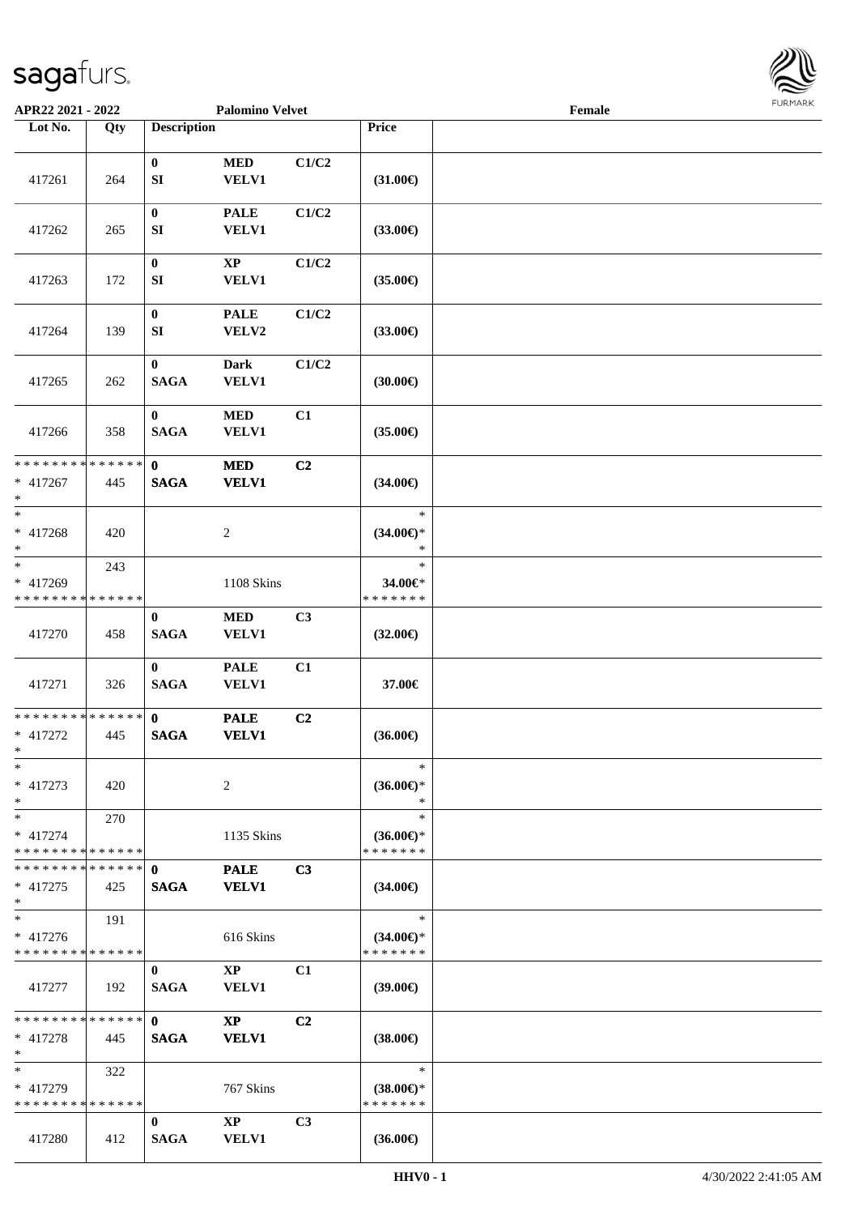APR22 2021 - 2022 | Palomino Velvet | Female

| Lot No. | Qty | Description | | | Price | |
|---|---|---|---|---|---|---|
| 417261 | 264 | 0<br>SI | MED<br>VELV1 | C1/C2 | (31.00€) | |
| 417262 | 265 | 0<br>SI | PALE<br>VELV1 | C1/C2 | (33.00€) | |
| 417263 | 172 | 0<br>SI | XP<br>VELV1 | C1/C2 | (35.00€) | |
| 417264 | 139 | 0<br>SI | PALE<br>VELV2 | C1/C2 | (33.00€) | |
| 417265 | 262 | 0<br>SAGA | Dark<br>VELV1 | C1/C2 | (30.00€) | |
| 417266 | 358 | 0<br>SAGA | MED<br>VELV1 | C1 | (35.00€) | |
| * * * * * * * * * * * * * *<br>* 417267<br>* | 445 | 0<br>SAGA | MED<br>VELV1 | C2 | (34.00€) | |
| *<br>* 417268<br>* | 420 | | 2 | | *<br>(34.00€)*<br>* | |
| *<br>* 417269<br>* * * * * * * * * * * * * * | 243 | | 1108 Skins | | *<br>34.00€*<br>* * * * * * * | |
| 417270 | 458 | 0<br>SAGA | MED<br>VELV1 | C3 | (32.00€) | |
| 417271 | 326 | 0<br>SAGA | PALE<br>VELV1 | C1 | 37.00€ | |
| * * * * * * * * * * * * * *<br>* 417272<br>* | 445 | 0<br>SAGA | PALE<br>VELV1 | C2 | (36.00€) | |
| *<br>* 417273<br>* | 420 | | 2 | | *<br>(36.00€)*<br>* | |
| *<br>* 417274<br>* * * * * * * * * * * * * * | 270 | | 1135 Skins | | *<br>(36.00€)*<br>* * * * * * * | |
| * * * * * * * * * * * * * *<br>* 417275<br>* | 425 | 0<br>SAGA | PALE<br>VELV1 | C3 | (34.00€) | |
| *<br>* 417276<br>* * * * * * * * * * * * * * | 191 | | 616 Skins | | *<br>(34.00€)*<br>* * * * * * * | |
| 417277 | 192 | 0<br>SAGA | XP<br>VELV1 | C1 | (39.00€) | |
| * * * * * * * * * * * * * *<br>* 417278<br>* | 445 | 0<br>SAGA | XP<br>VELV1 | C2 | (38.00€) | |
| *<br>* 417279<br>* * * * * * * * * * * * * * | 322 | | 767 Skins | | *<br>(38.00€)*<br>* * * * * * * | |
| 417280 | 412 | 0<br>SAGA | XP<br>VELV1 | C3 | (36.00€) | |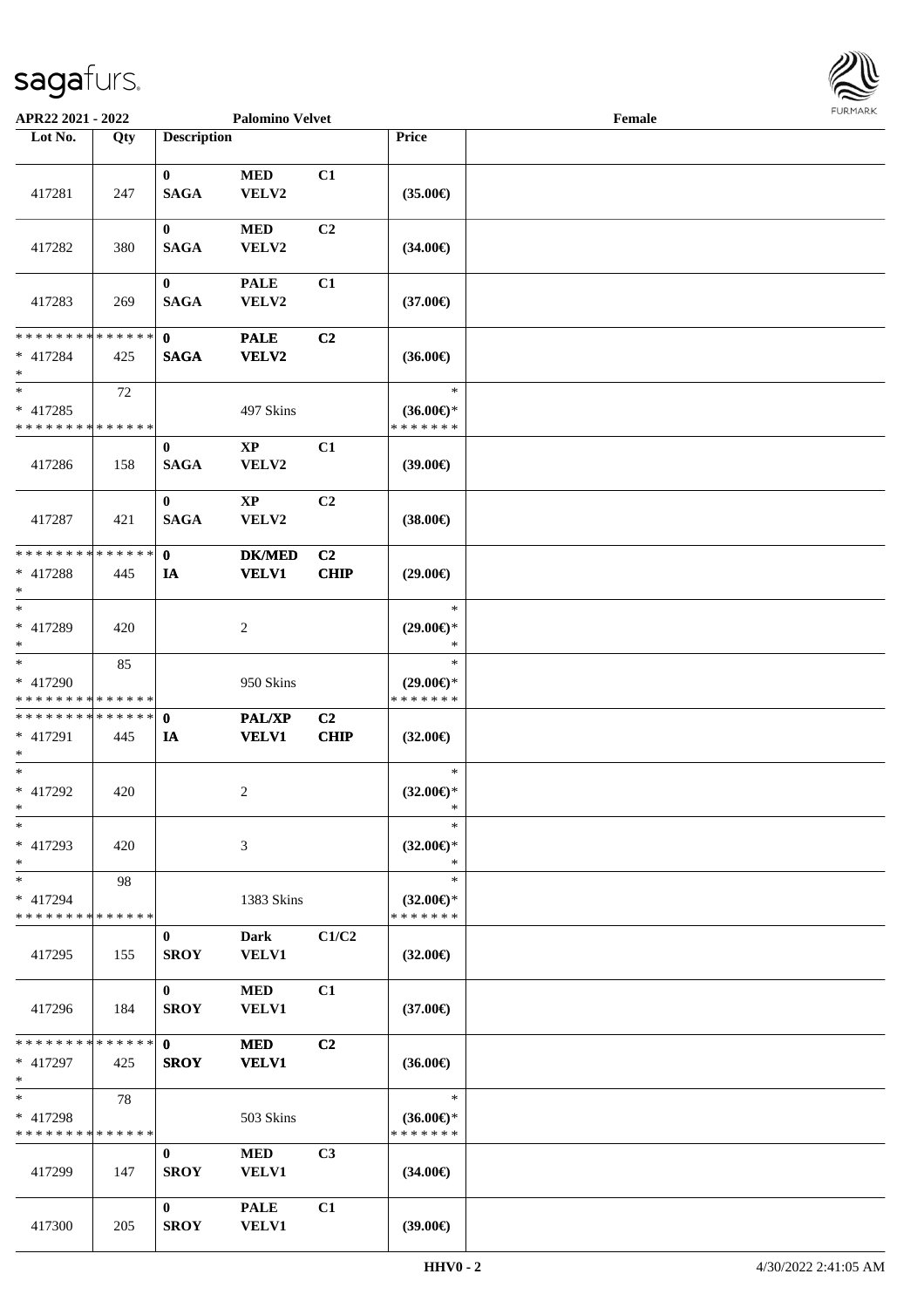APR22 2021 - 2022 | Palomino Velvet | Female

| Lot No. | Qty | Description | | | Price | |
|---|---|---|---|---|---|---|
| 417281 | 247 | 0 SAGA | MED VELV2 | C1 | (35.00€) | |
| 417282 | 380 | 0 SAGA | MED VELV2 | C2 | (34.00€) | |
| 417283 | 269 | 0 SAGA | PALE VELV2 | C1 | (37.00€) | |
| * * * * * * * * * * * * * * * 417284 * | 425 | 0 SAGA | PALE VELV2 | C2 | (36.00€) | |
| * * 417285 * * * * * * * * * * * * * * | 72 | | 497 Skins | | * (36.00€)* * * * * * * * | |
| 417286 | 158 | 0 SAGA | XP VELV2 | C1 | (39.00€) | |
| 417287 | 421 | 0 SAGA | XP VELV2 | C2 | (38.00€) | |
| * * * * * * * * * * * * * * * 417288 * | 445 | 0 IA | DK/MED VELV1 | C2 CHIP | (29.00€) | |
| * * 417289 * | 420 | | 2 | | * (29.00€)* * | |
| * * 417290 * * * * * * * * * * * * * * | 85 | | 950 Skins | | * (29.00€)* * * * * * * * | |
| * * * * * * * * * * * * * * * 417291 * | 445 | 0 IA | PAL/XP VELV1 | C2 CHIP | (32.00€) | |
| * * 417292 * | 420 | | 2 | | * (32.00€)* * | |
| * * 417293 * | 420 | | 3 | | * (32.00€)* * | |
| * * 417294 * * * * * * * * * * * * * * | 98 | | 1383 Skins | | * (32.00€)* * * * * * * * | |
| 417295 | 155 | 0 SROY | Dark VELV1 | C1/C2 | (32.00€) | |
| 417296 | 184 | 0 SROY | MED VELV1 | C1 | (37.00€) | |
| * * * * * * * * * * * * * * * 417297 * | 425 | 0 SROY | MED VELV1 | C2 | (36.00€) | |
| * * 417298 * * * * * * * * * * * * * * | 78 | | 503 Skins | | * (36.00€)* * * * * * * * | |
| 417299 | 147 | 0 SROY | MED VELV1 | C3 | (34.00€) | |
| 417300 | 205 | 0 SROY | PALE VELV1 | C1 | (39.00€) | |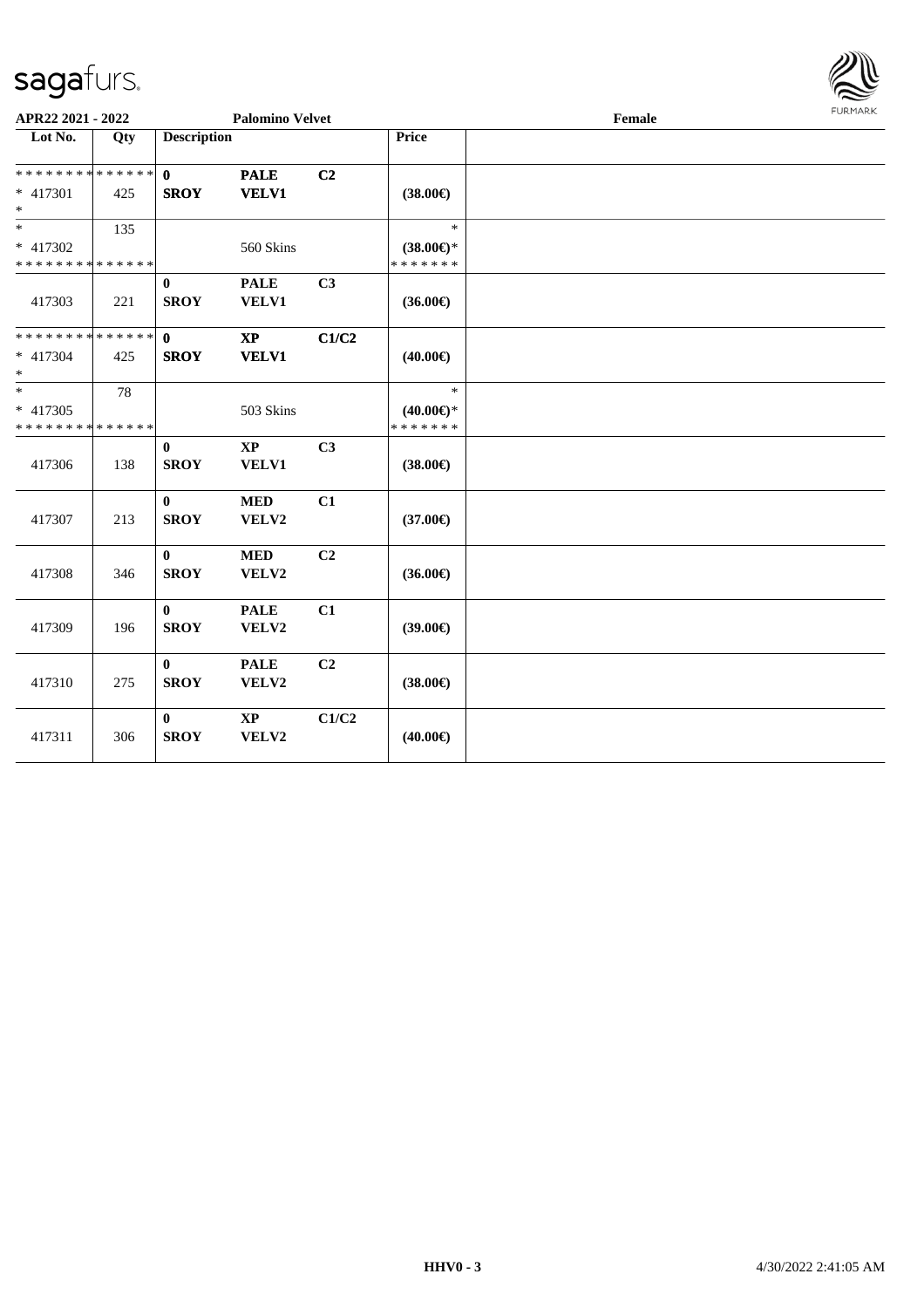APR22 2021 - 2022 | Palomino Velvet | Female

| Lot No. | Qty | Description | | | Price | |
|---|---|---|---|---|---|---|
| * * * * * * * * * * * * * * | | **0** | **PALE** | **C2** | | |
| * 417301 | 425 | **SROY** | **VELV1** | | **(38.00€)** | |
| * | | | | | | |
| * | 135 | | | | * | |
| * 417302 | | | 560 Skins | | **(38.00€)*** | |
| * * * * * * * * * * * * * * | | | | | * * * * * * * | |
| | | **0** | **PALE** | **C3** | | |
| 417303 | 221 | **SROY** | **VELV1** | | **(36.00€)** | |
| * * * * * * * * * * * * * * | | **0** | **XP** | **C1/C2** | | |
| * 417304 | 425 | **SROY** | **VELV1** | | **(40.00€)** | |
| * | | | | | | |
| * | 78 | | | | * | |
| * 417305 | | | 503 Skins | | **(40.00€)*** | |
| * * * * * * * * * * * * * * | | | | | * * * * * * * | |
| | | **0** | **XP** | **C3** | | |
| 417306 | 138 | **SROY** | **VELV1** | | **(38.00€)** | |
| | | **0** | **MED** | **C1** | | |
| 417307 | 213 | **SROY** | **VELV2** | | **(37.00€)** | |
| | | **0** | **MED** | **C2** | | |
| 417308 | 346 | **SROY** | **VELV2** | | **(36.00€)** | |
| | | **0** | **PALE** | **C1** | | |
| 417309 | 196 | **SROY** | **VELV2** | | **(39.00€)** | |
| | | **0** | **PALE** | **C2** | | |
| 417310 | 275 | **SROY** | **VELV2** | | **(38.00€)** | |
| | | **0** | **XP** | **C1/C2** | | |
| 417311 | 306 | **SROY** | **VELV2** | | **(40.00€)** | |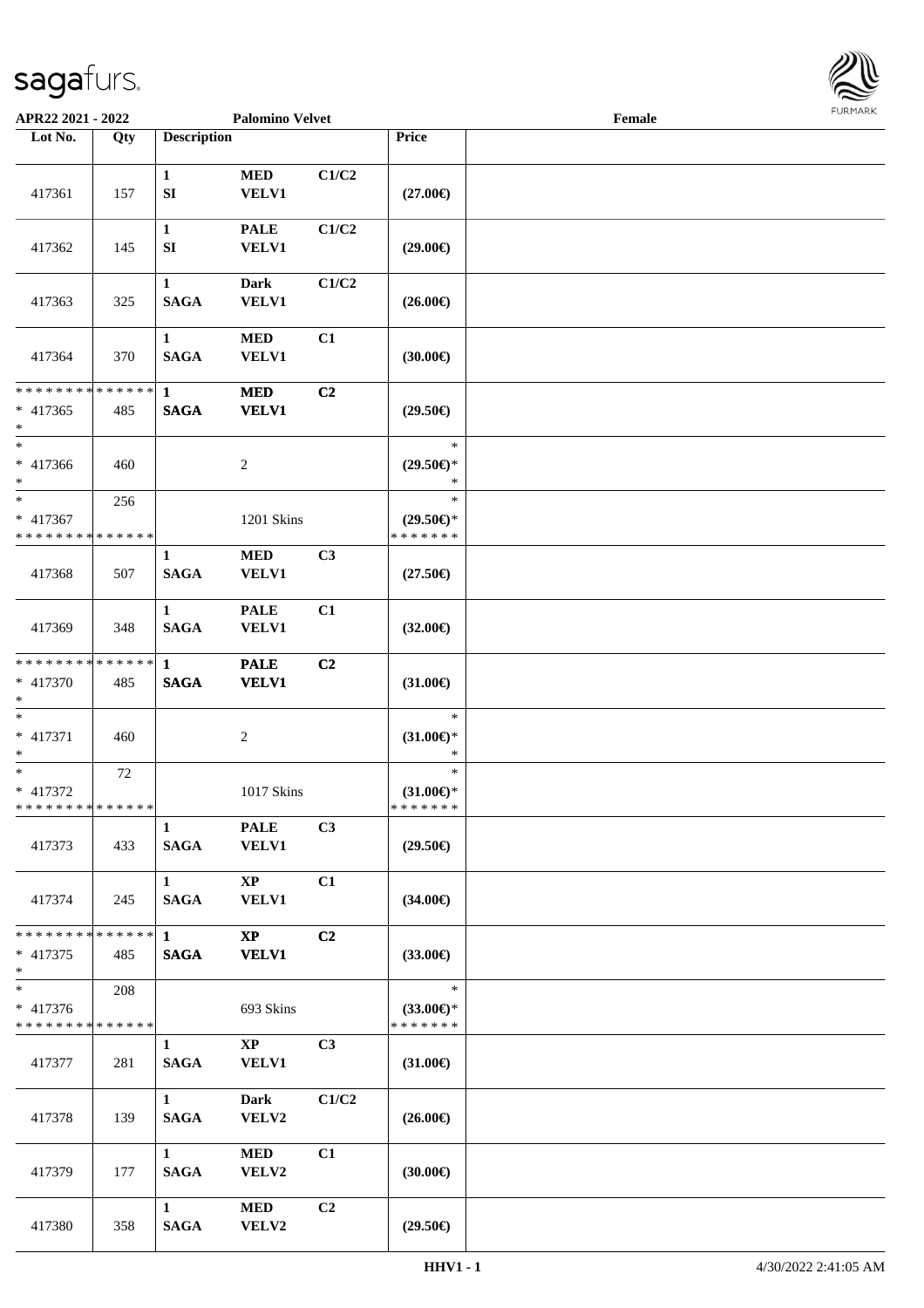APR22 2021 - 2022 | Palomino Velvet | Female

| Lot No. | Qty | Description | | | Price | |
|---|---|---|---|---|---|---|
| 417361 | 157 | 1<br>SI | MED<br>VELV1 | C1/C2 | (27.00€) | |
| 417362 | 145 | 1<br>SI | PALE<br>VELV1 | C1/C2 | (29.00€) | |
| 417363 | 325 | 1<br>SAGA | Dark<br>VELV1 | C1/C2 | (26.00€) | |
| 417364 | 370 | 1<br>SAGA | MED<br>VELV1 | C1 | (30.00€) | |
| * * * * * * * * * * * * * *<br>* 417365<br>* | 485 | 1<br>SAGA | MED<br>VELV1 | C2 | (29.50€) | |
| *<br>* 417366<br>* | 460 | | 2 | | *<br>(29.50€)*<br>* | |
| *<br>* 417367<br>* * * * * * * * * * * * * * | 256 | | 1201 Skins | | *<br>(29.50€)*<br>* * * * * * * | |
| 417368 | 507 | 1<br>SAGA | MED<br>VELV1 | C3 | (27.50€) | |
| 417369 | 348 | 1<br>SAGA | PALE<br>VELV1 | C1 | (32.00€) | |
| * * * * * * * * * * * * * *<br>* 417370<br>* | 485 | 1<br>SAGA | PALE<br>VELV1 | C2 | (31.00€) | |
| *<br>* 417371<br>* | 460 | | 2 | | *<br>(31.00€)*<br>* | |
| *<br>* 417372<br>* * * * * * * * * * * * * * | 72 | | 1017 Skins | | *<br>(31.00€)*<br>* * * * * * * | |
| 417373 | 433 | 1<br>SAGA | PALE<br>VELV1 | C3 | (29.50€) | |
| 417374 | 245 | 1<br>SAGA | XP<br>VELV1 | C1 | (34.00€) | |
| * * * * * * * * * * * * * *<br>* 417375<br>* | 485 | 1<br>SAGA | XP<br>VELV1 | C2 | (33.00€) | |
| *<br>* 417376<br>* * * * * * * * * * * * * * | 208 | | 693 Skins | | *<br>(33.00€)*<br>* * * * * * * | |
| 417377 | 281 | 1<br>SAGA | XP<br>VELV1 | C3 | (31.00€) | |
| 417378 | 139 | 1<br>SAGA | Dark<br>VELV2 | C1/C2 | (26.00€) | |
| 417379 | 177 | 1<br>SAGA | MED<br>VELV2 | C1 | (30.00€) | |
| 417380 | 358 | 1<br>SAGA | MED<br>VELV2 | C2 | (29.50€) | |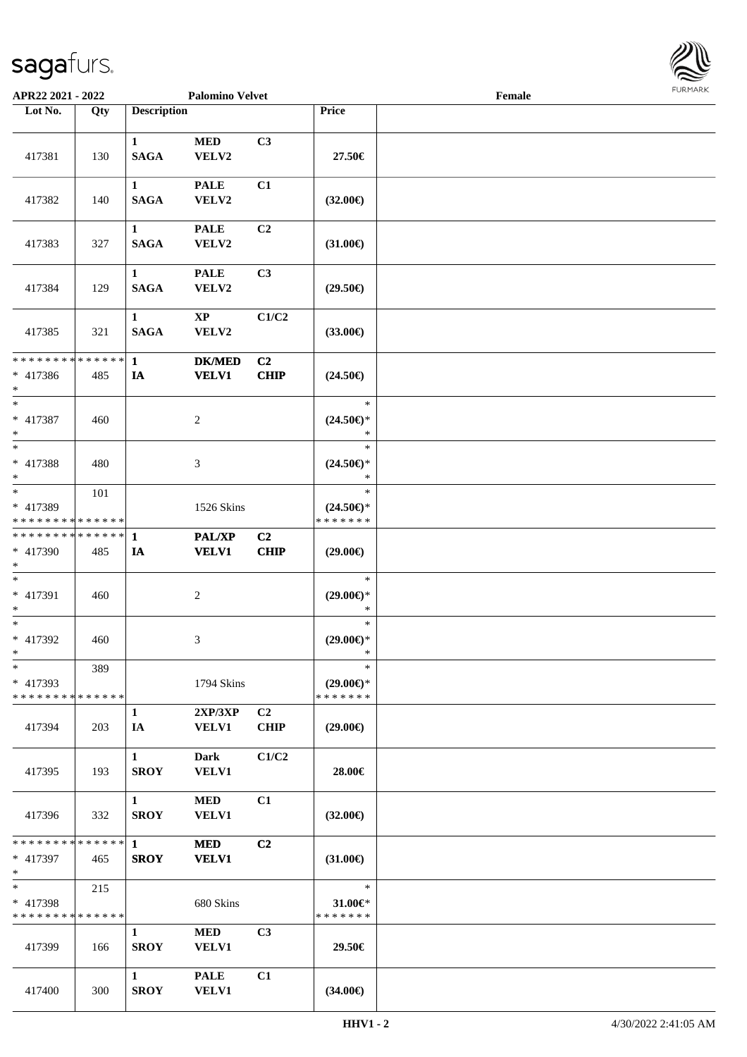APR22 2021 - 2022 Palomino Velvet Female

| Lot No. | Qty | Description | | | Price | |
|---|---|---|---|---|---|---|
| 417381 | 130 | 1 SAGA | MED VELV2 | C3 | 27.50€ | |
| 417382 | 140 | 1 SAGA | PALE VELV2 | C1 | (32.00€) | |
| 417383 | 327 | 1 SAGA | PALE VELV2 | C2 | (31.00€) | |
| 417384 | 129 | 1 SAGA | PALE VELV2 | C3 | (29.50€) | |
| 417385 | 321 | 1 SAGA | XP VELV2 | C1/C2 | (33.00€) | |
| * * * * * * * * * * * * * * * 417386 * | 485 | 1 IA | DK/MED VELV1 | C2 CHIP | (24.50€) | |
| * * 417387 * | 460 | | 2 | | * (24.50€)* * | |
| * * 417388 * | 480 | | 3 | | * (24.50€)* * | |
| * * 417389 * * * * * * * * * * * * * * | 101 | | 1526 Skins | | * (24.50€)* * * * * * * * | |
| * * * * * * * * * * * * * * * 417390 * | 485 | 1 IA | PAL/XP VELV1 | C2 CHIP | (29.00€) | |
| * * 417391 * | 460 | | 2 | | * (29.00€)* * | |
| * * 417392 * | 460 | | 3 | | * (29.00€)* * | |
| * * 417393 * * * * * * * * * * * * * * | 389 | | 1794 Skins | | * (29.00€)* * * * * * * * | |
| 417394 | 203 | 1 IA | 2XP/3XP VELV1 | C2 CHIP | (29.00€) | |
| 417395 | 193 | 1 SROY | Dark VELV1 | C1/C2 | 28.00€ | |
| 417396 | 332 | 1 SROY | MED VELV1 | C1 | (32.00€) | |
| * * * * * * * * * * * * * * * 417397 * | 465 | 1 SROY | MED VELV1 | C2 | (31.00€) | |
| * * 417398 * * * * * * * * * * * * * * | 215 | | 680 Skins | | * 31.00€* * * * * * * * | |
| 417399 | 166 | 1 SROY | MED VELV1 | C3 | 29.50€ | |
| 417400 | 300 | 1 SROY | PALE VELV1 | C1 | (34.00€) | |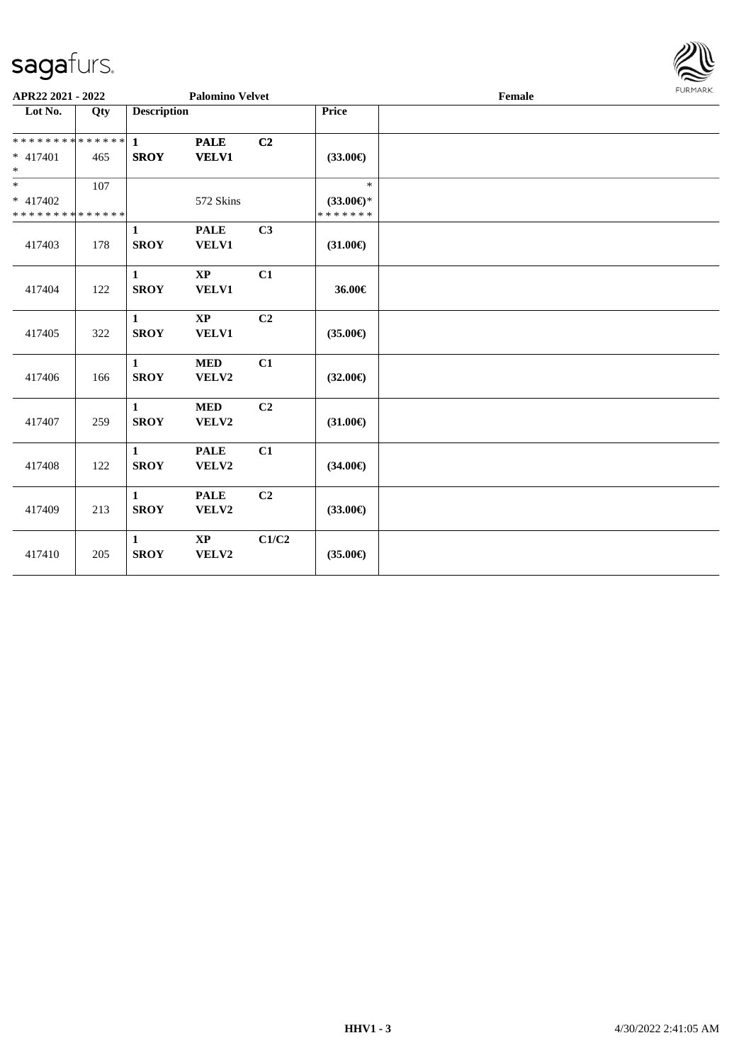APR22 2021 - 2022 — Palomino Velvet — Female

| Lot No. | Qty | Description | | | Price |
|---|---|---|---|---|---|
| * * * * * * * * * * * * * * | | 1 | PALE | C2 | |
| * 417401 | 465 | SROY | VELV1 | | (33.00€) |
| * | | | | | |
| * | 107 | | | | * |
| * 417402 | | | 572 Skins | | (33.00€)* |
| * * * * * * * * * * * * * * | | | | | * * * * * * * |
| 417403 | 178 | 1 SROY | PALE VELV1 | C3 | (31.00€) |
| 417404 | 122 | 1 SROY | XP VELV1 | C1 | 36.00€ |
| 417405 | 322 | 1 SROY | XP VELV1 | C2 | (35.00€) |
| 417406 | 166 | 1 SROY | MED VELV2 | C1 | (32.00€) |
| 417407 | 259 | 1 SROY | MED VELV2 | C2 | (31.00€) |
| 417408 | 122 | 1 SROY | PALE VELV2 | C1 | (34.00€) |
| 417409 | 213 | 1 SROY | PALE VELV2 | C2 | (33.00€) |
| 417410 | 205 | 1 SROY | XP VELV2 | C1/C2 | (35.00€) |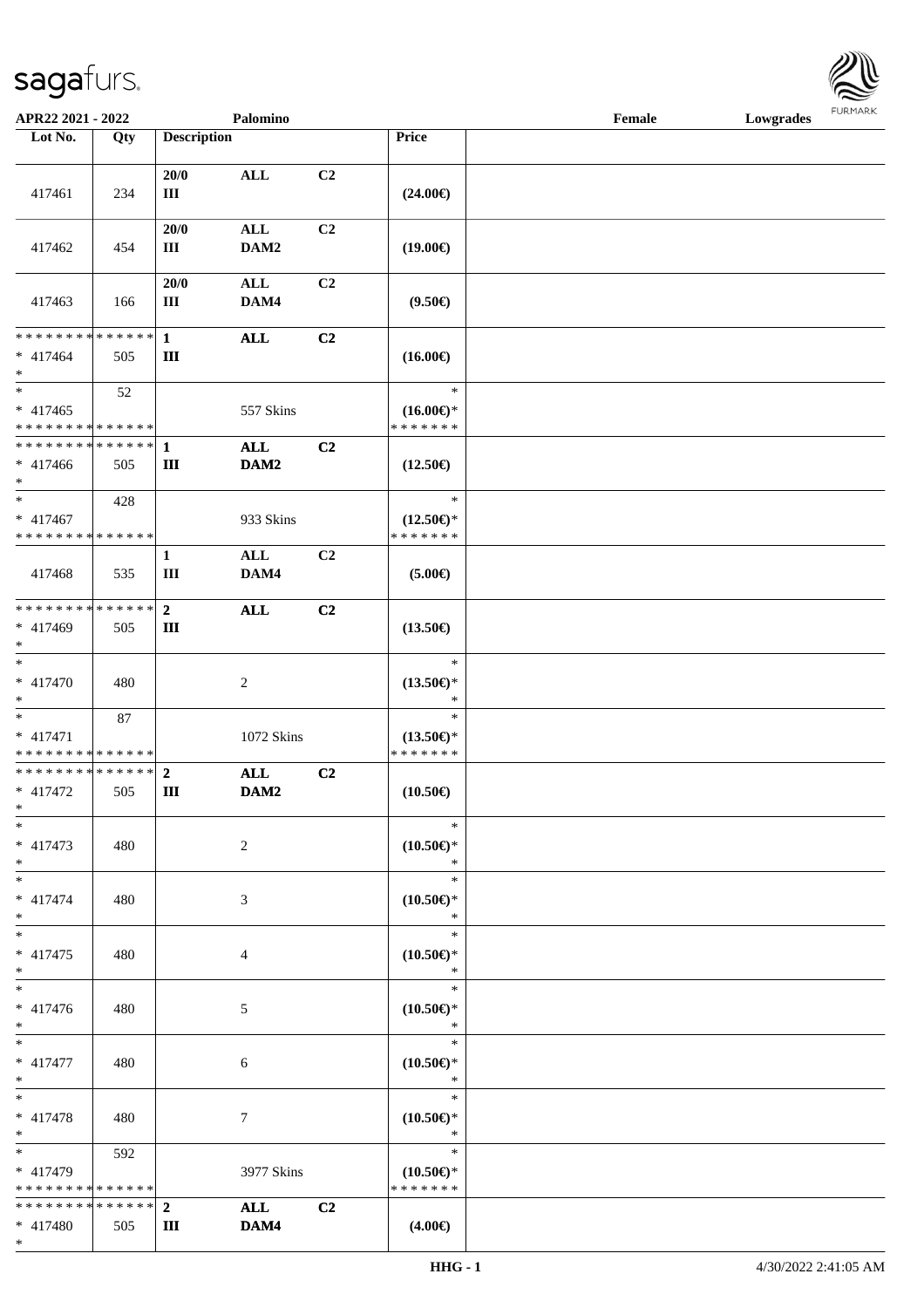| Lot No. | Qty | Description | | | Price | |
|---|---|---|---|---|---|---|
| 417461 | 234 | 20/0<br>III | ALL | C2 | (24.00€) | |
| 417462 | 454 | 20/0<br>III | ALL<br>DAM2 | C2 | (19.00€) | |
| 417463 | 166 | 20/0<br>III | ALL<br>DAM4 | C2 | (9.50€) | |
| * * * * * * * * * * * * * *<br>* 417464<br>* | 505 | 1<br>III | ALL | C2 | (16.00€) | |
| *<br>* 417465<br>* * * * * * * * * * * * * * | 52 | | 557 Skins | | *<br>(16.00€)*<br>* * * * * * * | |
| * * * * * * * * * * * * * *<br>* 417466<br>* | 505 | 1<br>III | ALL<br>DAM2 | C2 | (12.50€) | |
| *<br>* 417467<br>* * * * * * * * * * * * * * | 428 | | 933 Skins | | *<br>(12.50€)*<br>* * * * * * * | |
| 417468 | 535 | 1<br>III | ALL<br>DAM4 | C2 | (5.00€) | |
| * * * * * * * * * * * * * *<br>* 417469<br>* | 505 | 2<br>III | ALL | C2 | (13.50€) | |
| *<br>* 417470<br>* | 480 | | 2 | | *<br>(13.50€)*<br>* | |
| *<br>* 417471<br>* * * * * * * * * * * * * * | 87 | | 1072 Skins | | *<br>(13.50€)*<br>* * * * * * * | |
| * * * * * * * * * * * * * *<br>* 417472<br>* | 505 | 2<br>III | ALL<br>DAM2 | C2 | (10.50€) | |
| *<br>* 417473<br>* | 480 | | 2 | | *<br>(10.50€)*<br>* | |
| *<br>* 417474<br>* | 480 | | 3 | | *<br>(10.50€)*<br>* | |
| *<br>* 417475<br>* | 480 | | 4 | | *<br>(10.50€)*<br>* | |
| *<br>* 417476<br>* | 480 | | 5 | | *<br>(10.50€)*<br>* | |
| *<br>* 417477<br>* | 480 | | 6 | | *<br>(10.50€)*<br>* | |
| *<br>* 417478<br>* | 480 | | 7 | | *<br>(10.50€)*<br>* | |
| *<br>* 417479<br>* * * * * * * * * * * * * * | 592 | | 3977 Skins | | *<br>(10.50€)*<br>* * * * * * * | |
| * * * * * * * * * * * * * *<br>* 417480<br>* | 505 | 2<br>III | ALL<br>DAM4 | C2 | (4.00€) | |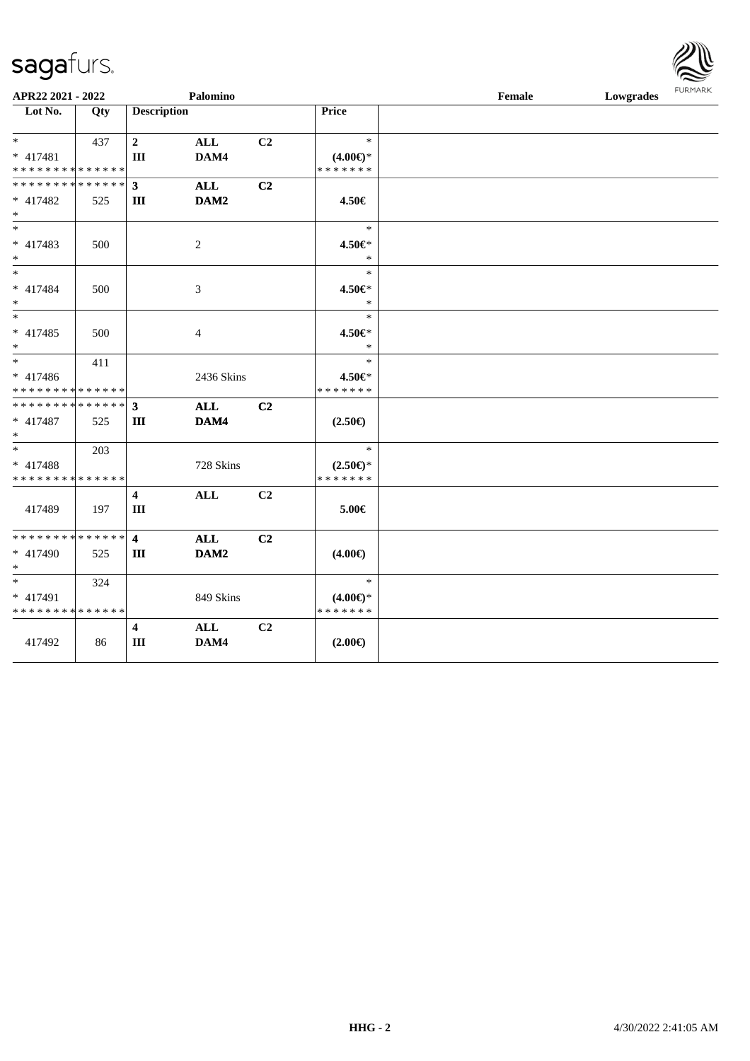APR22 2021 - 2022 Palomino Female Lowgrades

| Lot No. | Qty | Description | | | Price |
|---|---|---|---|---|---|
| * | 437 | 2 | ALL | C2 | * |
| * 417481 | | III | DAM4 | | (4.00€)* |
| * * * * * * * * * * * * * * | | | | | * * * * * * * |
| * * * * * * * * * * * * * * | | 3 | ALL | C2 | |
| * 417482 | 525 | III | DAM2 | | 4.50€ |
| * | | | | | |
| * | | | | | * |
| * 417483 | 500 | | 2 | | 4.50€* |
| * | | | | | * |
| * | | | | | * |
| * 417484 | 500 | | 3 | | 4.50€* |
| * | | | | | * |
| * | | | | | * |
| * 417485 | 500 | | 4 | | 4.50€* |
| * | | | | | * |
| * | 411 | | | | * |
| * 417486 | | | 2436 Skins | | 4.50€* |
| * * * * * * * * * * * * * * | | | | | * * * * * * * |
| * * * * * * * * * * * * * * | | 3 | ALL | C2 | |
| * 417487 | 525 | III | DAM4 | | (2.50€) |
| * | | | | | |
| * | 203 | | | | * |
| * 417488 | | | 728 Skins | | (2.50€)* |
| * * * * * * * * * * * * * * | | | | | * * * * * * * |
| | | 4 | ALL | C2 | |
| 417489 | 197 | III | | | 5.00€ |
| * * * * * * * * * * * * * * | | 4 | ALL | C2 | |
| * 417490 | 525 | III | DAM2 | | (4.00€) |
| * | | | | | |
| * | 324 | | | | * |
| * 417491 | | | 849 Skins | | (4.00€)* |
| * * * * * * * * * * * * * * | | | | | * * * * * * * |
| | | 4 | ALL | C2 | |
| 417492 | 86 | III | DAM4 | | (2.00€) |